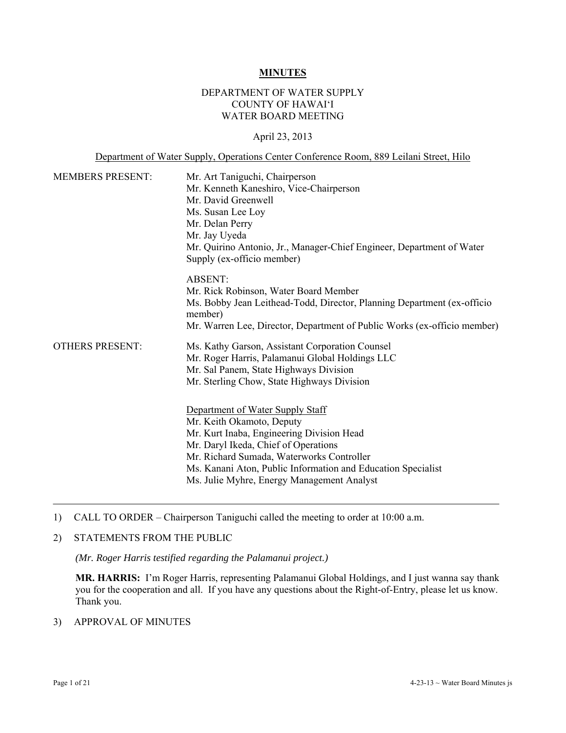# MINUTES

## DEPARTMENT OF WATER SUPPLY
## COUNTY OF HAWAI'I
## WATER BOARD MEETING

April 23, 2013

Department of Water Supply, Operations Center Conference Room, 889 Leilani Street, Hilo

MEMBERS PRESENT:
- Mr. Art Taniguchi, Chairperson
- Mr. Kenneth Kaneshiro, Vice-Chairperson
- Mr. David Greenwell
- Ms. Susan Lee Loy
- Mr. Delan Perry
- Mr. Jay Uyeda
- Mr. Quirino Antonio, Jr., Manager-Chief Engineer, Department of Water Supply (ex-officio member)

ABSENT:
- Mr. Rick Robinson, Water Board Member
- Ms. Bobby Jean Leithead-Todd, Director, Planning Department (ex-officio member)
- Mr. Warren Lee, Director, Department of Public Works (ex-officio member)

OTHERS PRESENT:
- Ms. Kathy Garson, Assistant Corporation Counsel
- Mr. Roger Harris, Palamanui Global Holdings LLC
- Mr. Sal Panem, State Highways Division
- Mr. Sterling Chow, State Highways Division

Department of Water Supply Staff
- Mr. Keith Okamoto, Deputy
- Mr. Kurt Inaba, Engineering Division Head
- Mr. Daryl Ikeda, Chief of Operations
- Mr. Richard Sumada, Waterworks Controller
- Ms. Kanani Aton, Public Information and Education Specialist
- Ms. Julie Myhre, Energy Management Analyst

---

1) CALL TO ORDER – Chairperson Taniguchi called the meeting to order at 10:00 a.m.

2) STATEMENTS FROM THE PUBLIC

*(Mr. Roger Harris testified regarding the Palamanui project.)*

**MR. HARRIS:** I'm Roger Harris, representing Palamanui Global Holdings, and I just wanna say thank you for the cooperation and all. If you have any questions about the Right-of-Entry, please let us know. Thank you.

3) APPROVAL OF MINUTES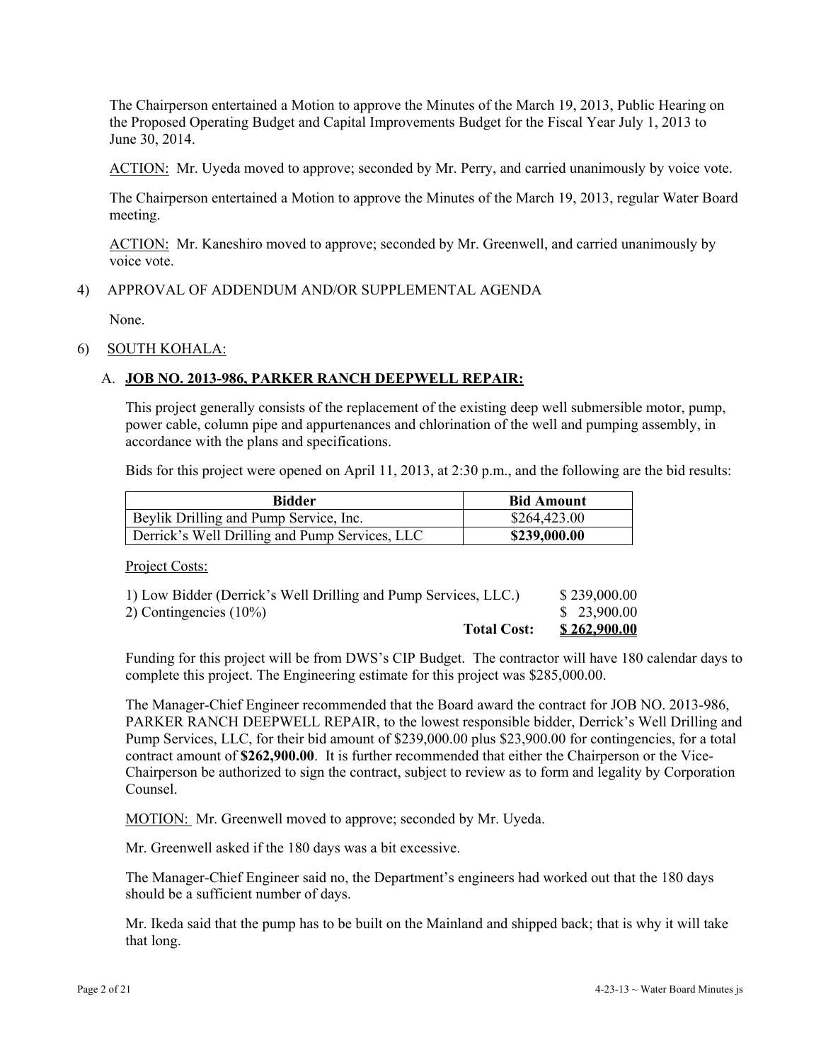The Chairperson entertained a Motion to approve the Minutes of the March 19, 2013, Public Hearing on the Proposed Operating Budget and Capital Improvements Budget for the Fiscal Year July 1, 2013 to June 30, 2014.

ACTION: Mr. Uyeda moved to approve; seconded by Mr. Perry, and carried unanimously by voice vote.

The Chairperson entertained a Motion to approve the Minutes of the March 19, 2013, regular Water Board meeting.

ACTION: Mr. Kaneshiro moved to approve; seconded by Mr. Greenwell, and carried unanimously by voice vote.

4) APPROVAL OF ADDENDUM AND/OR SUPPLEMENTAL AGENDA

None.

6) SOUTH KOHALA:

A. **JOB NO. 2013-986, PARKER RANCH DEEPWELL REPAIR:**

This project generally consists of the replacement of the existing deep well submersible motor, pump, power cable, column pipe and appurtenances and chlorination of the well and pumping assembly, in accordance with the plans and specifications.

Bids for this project were opened on April 11, 2013, at 2:30 p.m., and the following are the bid results:

| Bidder | Bid Amount |
|---|---|
| Beylik Drilling and Pump Service, Inc. | $264,423.00 |
| Derrick's Well Drilling and Pump Services, LLC | **$239,000.00** |

Project Costs:

| | |
|---|---|
| 1) Low Bidder (Derrick's Well Drilling and Pump Services, LLC.) | $ 239,000.00 |
| 2) Contingencies (10%) | $ 23,900.00 |
| **Total Cost:** | **$ 262,900.00** |

Funding for this project will be from DWS's CIP Budget. The contractor will have 180 calendar days to complete this project. The Engineering estimate for this project was $285,000.00.

The Manager-Chief Engineer recommended that the Board award the contract for JOB NO. 2013-986, PARKER RANCH DEEPWELL REPAIR, to the lowest responsible bidder, Derrick's Well Drilling and Pump Services, LLC, for their bid amount of $239,000.00 plus $23,900.00 for contingencies, for a total contract amount of **$262,900.00**. It is further recommended that either the Chairperson or the Vice-Chairperson be authorized to sign the contract, subject to review as to form and legality by Corporation Counsel.

MOTION: Mr. Greenwell moved to approve; seconded by Mr. Uyeda.

Mr. Greenwell asked if the 180 days was a bit excessive.

The Manager-Chief Engineer said no, the Department's engineers had worked out that the 180 days should be a sufficient number of days.

Mr. Ikeda said that the pump has to be built on the Mainland and shipped back; that is why it will take that long.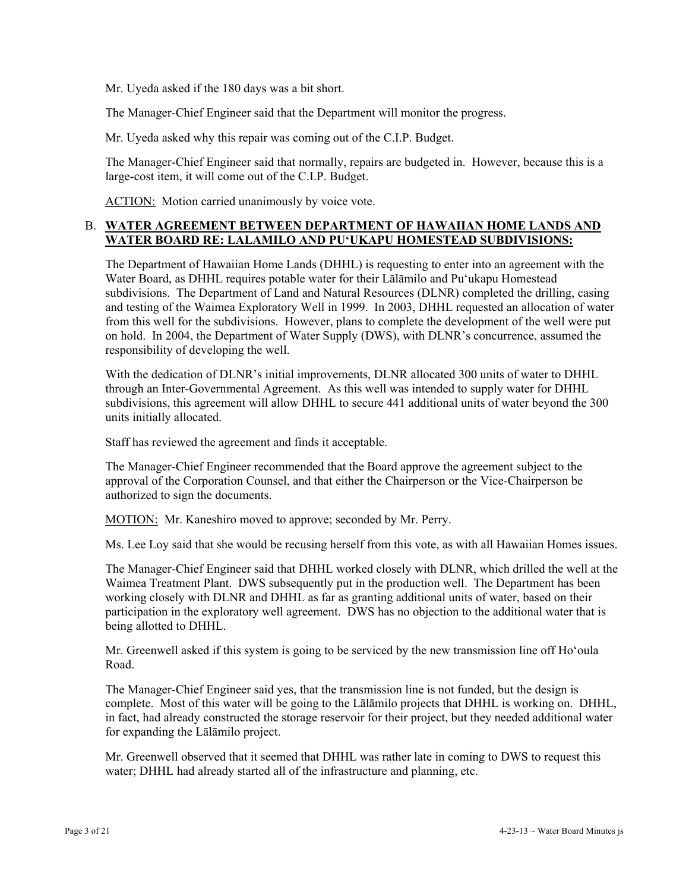Mr. Uyeda asked if the 180 days was a bit short.

The Manager-Chief Engineer said that the Department will monitor the progress.

Mr. Uyeda asked why this repair was coming out of the C.I.P. Budget.

The Manager-Chief Engineer said that normally, repairs are budgeted in. However, because this is a large-cost item, it will come out of the C.I.P. Budget.

<u>ACTION:</u> Motion carried unanimously by voice vote.

B. **<u>WATER AGREEMENT BETWEEN DEPARTMENT OF HAWAIIAN HOME LANDS AND WATER BOARD RE: LALAMILO AND PU'UKAPU HOMESTEAD SUBDIVISIONS:</u>**

The Department of Hawaiian Home Lands (DHHL) is requesting to enter into an agreement with the Water Board, as DHHL requires potable water for their Lālāmilo and Pu'ukapu Homestead subdivisions. The Department of Land and Natural Resources (DLNR) completed the drilling, casing and testing of the Waimea Exploratory Well in 1999. In 2003, DHHL requested an allocation of water from this well for the subdivisions. However, plans to complete the development of the well were put on hold. In 2004, the Department of Water Supply (DWS), with DLNR's concurrence, assumed the responsibility of developing the well.

With the dedication of DLNR's initial improvements, DLNR allocated 300 units of water to DHHL through an Inter-Governmental Agreement. As this well was intended to supply water for DHHL subdivisions, this agreement will allow DHHL to secure 441 additional units of water beyond the 300 units initially allocated.

Staff has reviewed the agreement and finds it acceptable.

The Manager-Chief Engineer recommended that the Board approve the agreement subject to the approval of the Corporation Counsel, and that either the Chairperson or the Vice-Chairperson be authorized to sign the documents.

<u>MOTION:</u> Mr. Kaneshiro moved to approve; seconded by Mr. Perry.

Ms. Lee Loy said that she would be recusing herself from this vote, as with all Hawaiian Homes issues.

The Manager-Chief Engineer said that DHHL worked closely with DLNR, which drilled the well at the Waimea Treatment Plant. DWS subsequently put in the production well. The Department has been working closely with DLNR and DHHL as far as granting additional units of water, based on their participation in the exploratory well agreement. DWS has no objection to the additional water that is being allotted to DHHL.

Mr. Greenwell asked if this system is going to be serviced by the new transmission line off Ho'oula Road.

The Manager-Chief Engineer said yes, that the transmission line is not funded, but the design is complete. Most of this water will be going to the Lālāmilo projects that DHHL is working on. DHHL, in fact, had already constructed the storage reservoir for their project, but they needed additional water for expanding the Lālāmilo project.

Mr. Greenwell observed that it seemed that DHHL was rather late in coming to DWS to request this water; DHHL had already started all of the infrastructure and planning, etc.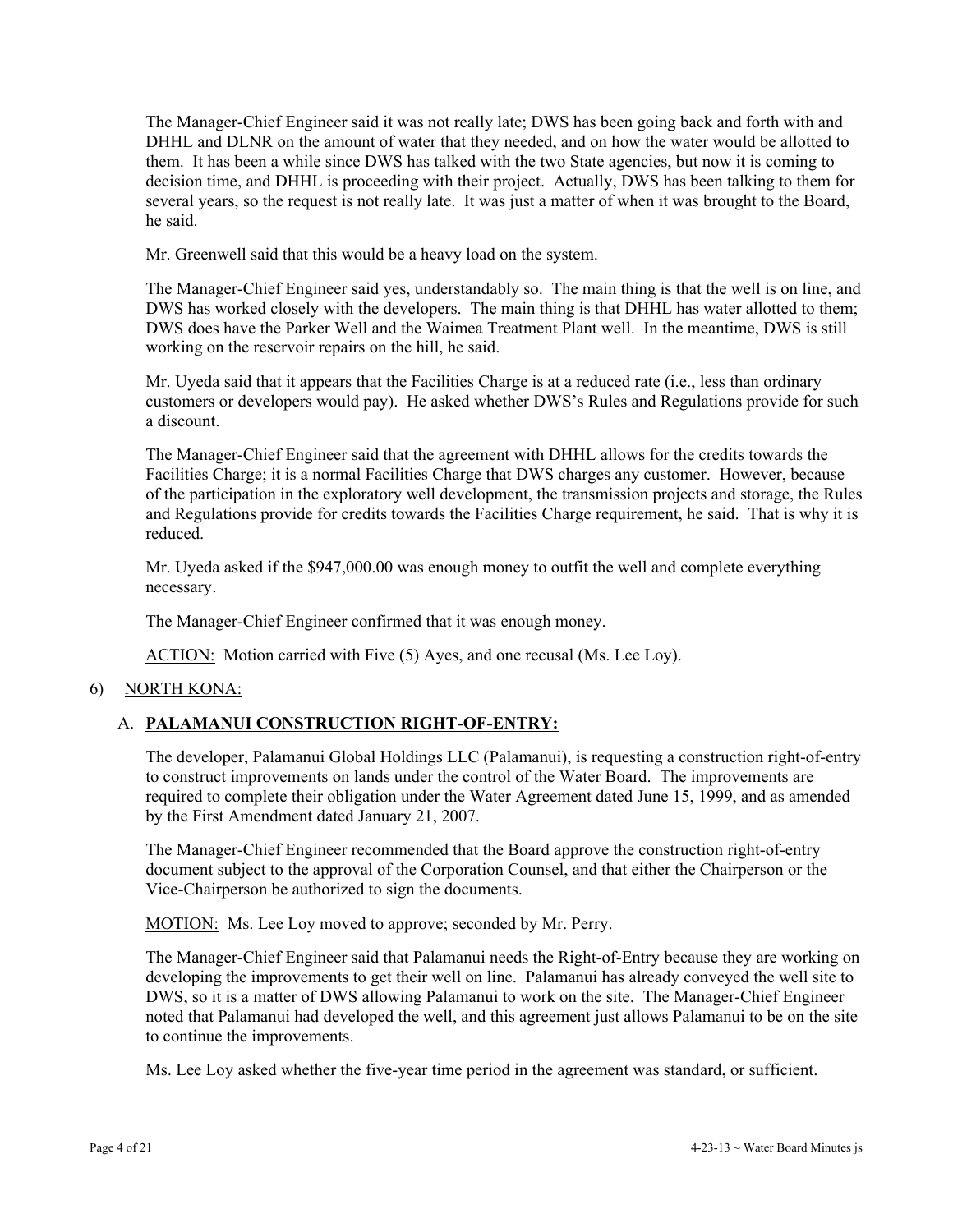The Manager-Chief Engineer said it was not really late; DWS has been going back and forth with and DHHL and DLNR on the amount of water that they needed, and on how the water would be allotted to them. It has been a while since DWS has talked with the two State agencies, but now it is coming to decision time, and DHHL is proceeding with their project. Actually, DWS has been talking to them for several years, so the request is not really late. It was just a matter of when it was brought to the Board, he said.

Mr. Greenwell said that this would be a heavy load on the system.

The Manager-Chief Engineer said yes, understandably so. The main thing is that the well is on line, and DWS has worked closely with the developers. The main thing is that DHHL has water allotted to them; DWS does have the Parker Well and the Waimea Treatment Plant well. In the meantime, DWS is still working on the reservoir repairs on the hill, he said.

Mr. Uyeda said that it appears that the Facilities Charge is at a reduced rate (i.e., less than ordinary customers or developers would pay). He asked whether DWS's Rules and Regulations provide for such a discount.

The Manager-Chief Engineer said that the agreement with DHHL allows for the credits towards the Facilities Charge; it is a normal Facilities Charge that DWS charges any customer. However, because of the participation in the exploratory well development, the transmission projects and storage, the Rules and Regulations provide for credits towards the Facilities Charge requirement, he said. That is why it is reduced.

Mr. Uyeda asked if the $947,000.00 was enough money to outfit the well and complete everything necessary.

The Manager-Chief Engineer confirmed that it was enough money.

ACTION: Motion carried with Five (5) Ayes, and one recusal (Ms. Lee Loy).

6) NORTH KONA:

A. **PALAMANUI CONSTRUCTION RIGHT-OF-ENTRY:**

The developer, Palamanui Global Holdings LLC (Palamanui), is requesting a construction right-of-entry to construct improvements on lands under the control of the Water Board. The improvements are required to complete their obligation under the Water Agreement dated June 15, 1999, and as amended by the First Amendment dated January 21, 2007.

The Manager-Chief Engineer recommended that the Board approve the construction right-of-entry document subject to the approval of the Corporation Counsel, and that either the Chairperson or the Vice-Chairperson be authorized to sign the documents.

MOTION: Ms. Lee Loy moved to approve; seconded by Mr. Perry.

The Manager-Chief Engineer said that Palamanui needs the Right-of-Entry because they are working on developing the improvements to get their well on line. Palamanui has already conveyed the well site to DWS, so it is a matter of DWS allowing Palamanui to work on the site. The Manager-Chief Engineer noted that Palamanui had developed the well, and this agreement just allows Palamanui to be on the site to continue the improvements.

Ms. Lee Loy asked whether the five-year time period in the agreement was standard, or sufficient.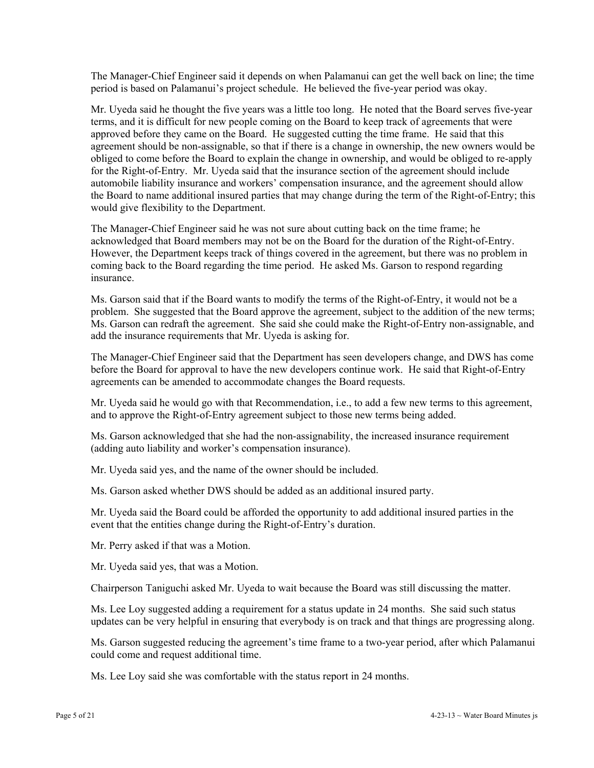The Manager-Chief Engineer said it depends on when Palamanui can get the well back on line; the time period is based on Palamanui's project schedule. He believed the five-year period was okay.

Mr. Uyeda said he thought the five years was a little too long. He noted that the Board serves five-year terms, and it is difficult for new people coming on the Board to keep track of agreements that were approved before they came on the Board. He suggested cutting the time frame. He said that this agreement should be non-assignable, so that if there is a change in ownership, the new owners would be obliged to come before the Board to explain the change in ownership, and would be obliged to re-apply for the Right-of-Entry. Mr. Uyeda said that the insurance section of the agreement should include automobile liability insurance and workers' compensation insurance, and the agreement should allow the Board to name additional insured parties that may change during the term of the Right-of-Entry; this would give flexibility to the Department.

The Manager-Chief Engineer said he was not sure about cutting back on the time frame; he acknowledged that Board members may not be on the Board for the duration of the Right-of-Entry. However, the Department keeps track of things covered in the agreement, but there was no problem in coming back to the Board regarding the time period. He asked Ms. Garson to respond regarding insurance.

Ms. Garson said that if the Board wants to modify the terms of the Right-of-Entry, it would not be a problem. She suggested that the Board approve the agreement, subject to the addition of the new terms; Ms. Garson can redraft the agreement. She said she could make the Right-of-Entry non-assignable, and add the insurance requirements that Mr. Uyeda is asking for.

The Manager-Chief Engineer said that the Department has seen developers change, and DWS has come before the Board for approval to have the new developers continue work. He said that Right-of-Entry agreements can be amended to accommodate changes the Board requests.

Mr. Uyeda said he would go with that Recommendation, i.e., to add a few new terms to this agreement, and to approve the Right-of-Entry agreement subject to those new terms being added.

Ms. Garson acknowledged that she had the non-assignability, the increased insurance requirement (adding auto liability and worker's compensation insurance).

Mr. Uyeda said yes, and the name of the owner should be included.

Ms. Garson asked whether DWS should be added as an additional insured party.

Mr. Uyeda said the Board could be afforded the opportunity to add additional insured parties in the event that the entities change during the Right-of-Entry's duration.

Mr. Perry asked if that was a Motion.

Mr. Uyeda said yes, that was a Motion.

Chairperson Taniguchi asked Mr. Uyeda to wait because the Board was still discussing the matter.

Ms. Lee Loy suggested adding a requirement for a status update in 24 months. She said such status updates can be very helpful in ensuring that everybody is on track and that things are progressing along.

Ms. Garson suggested reducing the agreement's time frame to a two-year period, after which Palamanui could come and request additional time.

Ms. Lee Loy said she was comfortable with the status report in 24 months.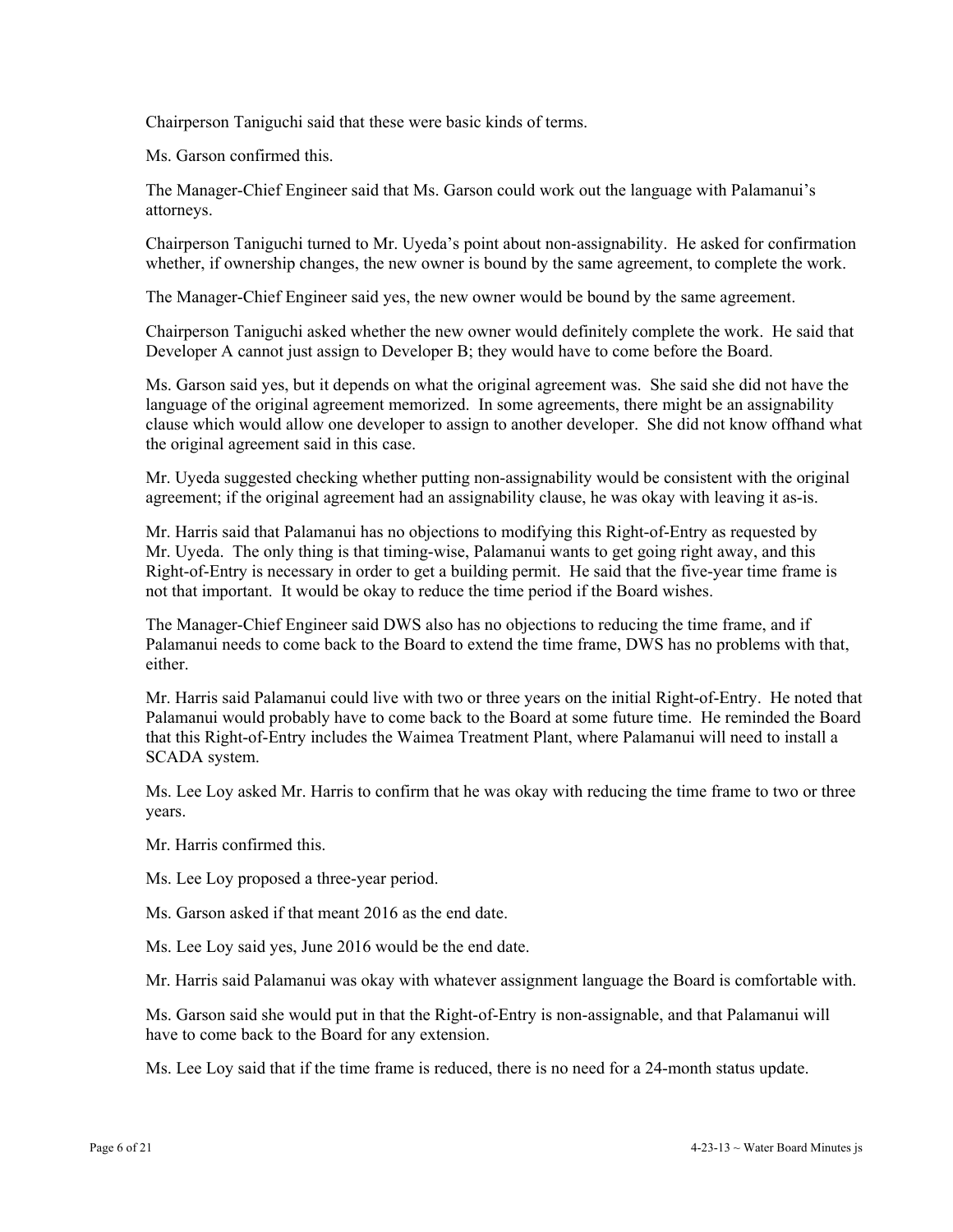Chairperson Taniguchi said that these were basic kinds of terms.

Ms. Garson confirmed this.

The Manager-Chief Engineer said that Ms. Garson could work out the language with Palamanui's attorneys.

Chairperson Taniguchi turned to Mr. Uyeda's point about non-assignability. He asked for confirmation whether, if ownership changes, the new owner is bound by the same agreement, to complete the work.

The Manager-Chief Engineer said yes, the new owner would be bound by the same agreement.

Chairperson Taniguchi asked whether the new owner would definitely complete the work. He said that Developer A cannot just assign to Developer B; they would have to come before the Board.

Ms. Garson said yes, but it depends on what the original agreement was. She said she did not have the language of the original agreement memorized. In some agreements, there might be an assignability clause which would allow one developer to assign to another developer. She did not know offhand what the original agreement said in this case.

Mr. Uyeda suggested checking whether putting non-assignability would be consistent with the original agreement; if the original agreement had an assignability clause, he was okay with leaving it as-is.

Mr. Harris said that Palamanui has no objections to modifying this Right-of-Entry as requested by Mr. Uyeda. The only thing is that timing-wise, Palamanui wants to get going right away, and this Right-of-Entry is necessary in order to get a building permit. He said that the five-year time frame is not that important. It would be okay to reduce the time period if the Board wishes.

The Manager-Chief Engineer said DWS also has no objections to reducing the time frame, and if Palamanui needs to come back to the Board to extend the time frame, DWS has no problems with that, either.

Mr. Harris said Palamanui could live with two or three years on the initial Right-of-Entry. He noted that Palamanui would probably have to come back to the Board at some future time. He reminded the Board that this Right-of-Entry includes the Waimea Treatment Plant, where Palamanui will need to install a SCADA system.

Ms. Lee Loy asked Mr. Harris to confirm that he was okay with reducing the time frame to two or three years.

Mr. Harris confirmed this.

Ms. Lee Loy proposed a three-year period.

Ms. Garson asked if that meant 2016 as the end date.

Ms. Lee Loy said yes, June 2016 would be the end date.

Mr. Harris said Palamanui was okay with whatever assignment language the Board is comfortable with.

Ms. Garson said she would put in that the Right-of-Entry is non-assignable, and that Palamanui will have to come back to the Board for any extension.

Ms. Lee Loy said that if the time frame is reduced, there is no need for a 24-month status update.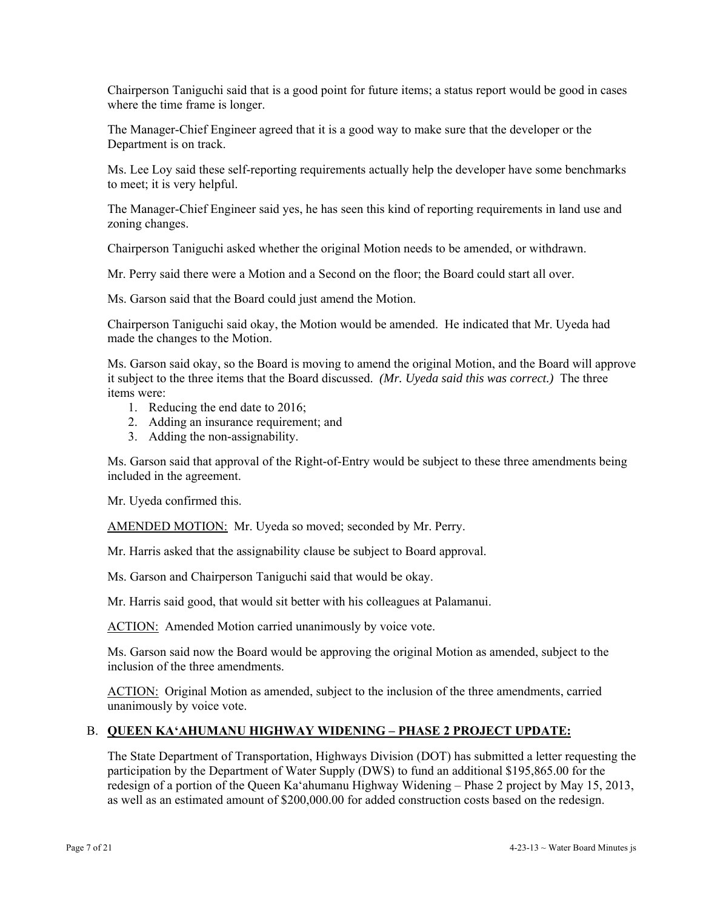Chairperson Taniguchi said that is a good point for future items; a status report would be good in cases where the time frame is longer.

The Manager-Chief Engineer agreed that it is a good way to make sure that the developer or the Department is on track.

Ms. Lee Loy said these self-reporting requirements actually help the developer have some benchmarks to meet; it is very helpful.

The Manager-Chief Engineer said yes, he has seen this kind of reporting requirements in land use and zoning changes.

Chairperson Taniguchi asked whether the original Motion needs to be amended, or withdrawn.

Mr. Perry said there were a Motion and a Second on the floor; the Board could start all over.

Ms. Garson said that the Board could just amend the Motion.

Chairperson Taniguchi said okay, the Motion would be amended. He indicated that Mr. Uyeda had made the changes to the Motion.

Ms. Garson said okay, so the Board is moving to amend the original Motion, and the Board will approve it subject to the three items that the Board discussed. *(Mr. Uyeda said this was correct.)* The three items were:

1. Reducing the end date to 2016;
2. Adding an insurance requirement; and
3. Adding the non-assignability.

Ms. Garson said that approval of the Right-of-Entry would be subject to these three amendments being included in the agreement.

Mr. Uyeda confirmed this.

<u>AMENDED MOTION:</u> Mr. Uyeda so moved; seconded by Mr. Perry.

Mr. Harris asked that the assignability clause be subject to Board approval.

Ms. Garson and Chairperson Taniguchi said that would be okay.

Mr. Harris said good, that would sit better with his colleagues at Palamanui.

<u>ACTION:</u> Amended Motion carried unanimously by voice vote.

Ms. Garson said now the Board would be approving the original Motion as amended, subject to the inclusion of the three amendments.

<u>ACTION:</u> Original Motion as amended, subject to the inclusion of the three amendments, carried unanimously by voice vote.

## B. QUEEN KAʻAHUMANU HIGHWAY WIDENING – PHASE 2 PROJECT UPDATE:

The State Department of Transportation, Highways Division (DOT) has submitted a letter requesting the participation by the Department of Water Supply (DWS) to fund an additional $195,865.00 for the redesign of a portion of the Queen Kaʻahumanu Highway Widening – Phase 2 project by May 15, 2013, as well as an estimated amount of $200,000.00 for added construction costs based on the redesign.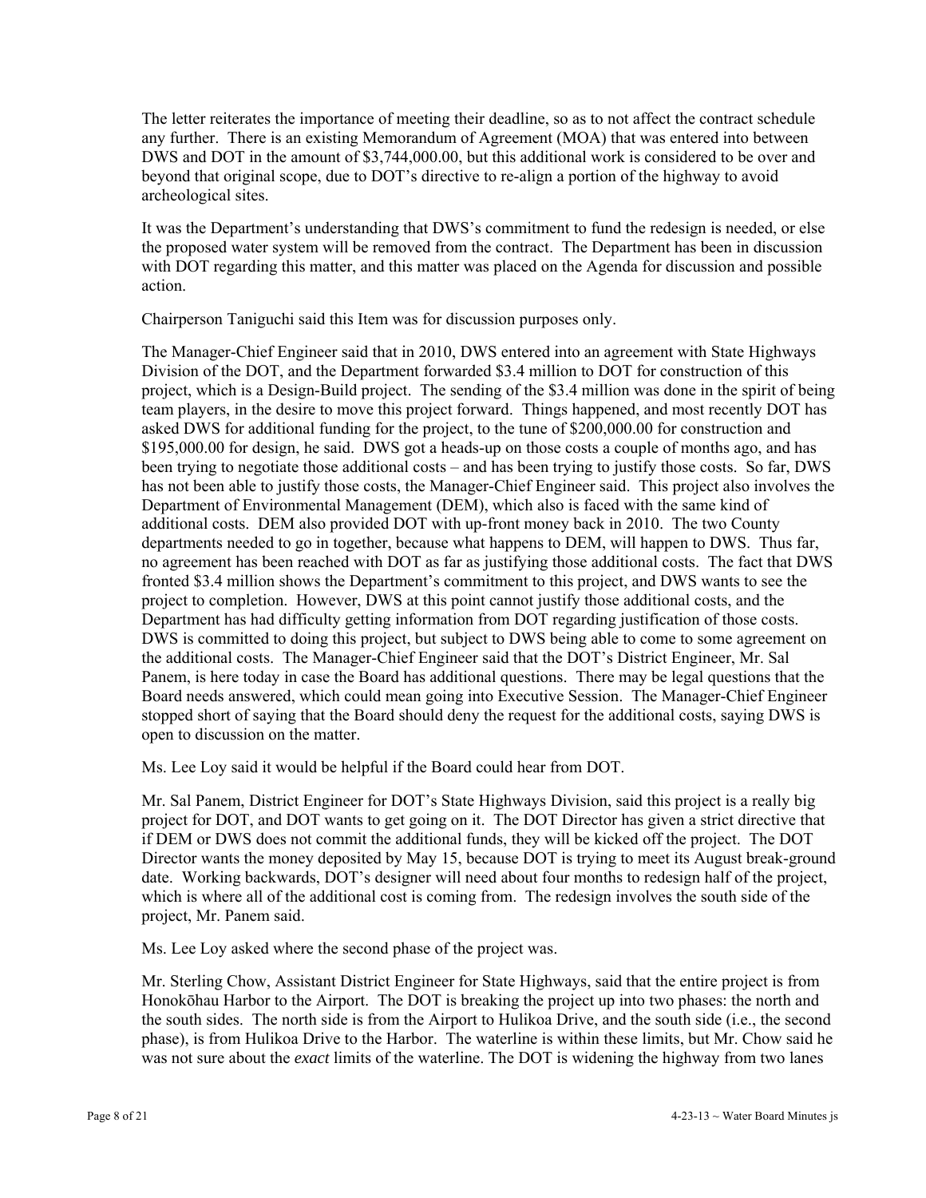The letter reiterates the importance of meeting their deadline, so as to not affect the contract schedule any further. There is an existing Memorandum of Agreement (MOA) that was entered into between DWS and DOT in the amount of $3,744,000.00, but this additional work is considered to be over and beyond that original scope, due to DOT's directive to re-align a portion of the highway to avoid archeological sites.

It was the Department's understanding that DWS's commitment to fund the redesign is needed, or else the proposed water system will be removed from the contract. The Department has been in discussion with DOT regarding this matter, and this matter was placed on the Agenda for discussion and possible action.

Chairperson Taniguchi said this Item was for discussion purposes only.

The Manager-Chief Engineer said that in 2010, DWS entered into an agreement with State Highways Division of the DOT, and the Department forwarded $3.4 million to DOT for construction of this project, which is a Design-Build project. The sending of the $3.4 million was done in the spirit of being team players, in the desire to move this project forward. Things happened, and most recently DOT has asked DWS for additional funding for the project, to the tune of $200,000.00 for construction and $195,000.00 for design, he said. DWS got a heads-up on those costs a couple of months ago, and has been trying to negotiate those additional costs – and has been trying to justify those costs. So far, DWS has not been able to justify those costs, the Manager-Chief Engineer said. This project also involves the Department of Environmental Management (DEM), which also is faced with the same kind of additional costs. DEM also provided DOT with up-front money back in 2010. The two County departments needed to go in together, because what happens to DEM, will happen to DWS. Thus far, no agreement has been reached with DOT as far as justifying those additional costs. The fact that DWS fronted $3.4 million shows the Department's commitment to this project, and DWS wants to see the project to completion. However, DWS at this point cannot justify those additional costs, and the Department has had difficulty getting information from DOT regarding justification of those costs. DWS is committed to doing this project, but subject to DWS being able to come to some agreement on the additional costs. The Manager-Chief Engineer said that the DOT's District Engineer, Mr. Sal Panem, is here today in case the Board has additional questions. There may be legal questions that the Board needs answered, which could mean going into Executive Session. The Manager-Chief Engineer stopped short of saying that the Board should deny the request for the additional costs, saying DWS is open to discussion on the matter.

Ms. Lee Loy said it would be helpful if the Board could hear from DOT.

Mr. Sal Panem, District Engineer for DOT's State Highways Division, said this project is a really big project for DOT, and DOT wants to get going on it. The DOT Director has given a strict directive that if DEM or DWS does not commit the additional funds, they will be kicked off the project. The DOT Director wants the money deposited by May 15, because DOT is trying to meet its August break-ground date. Working backwards, DOT's designer will need about four months to redesign half of the project, which is where all of the additional cost is coming from. The redesign involves the south side of the project, Mr. Panem said.

Ms. Lee Loy asked where the second phase of the project was.

Mr. Sterling Chow, Assistant District Engineer for State Highways, said that the entire project is from Honokōhau Harbor to the Airport. The DOT is breaking the project up into two phases: the north and the south sides. The north side is from the Airport to Hulikoa Drive, and the south side (i.e., the second phase), is from Hulikoa Drive to the Harbor. The waterline is within these limits, but Mr. Chow said he was not sure about the *exact* limits of the waterline. The DOT is widening the highway from two lanes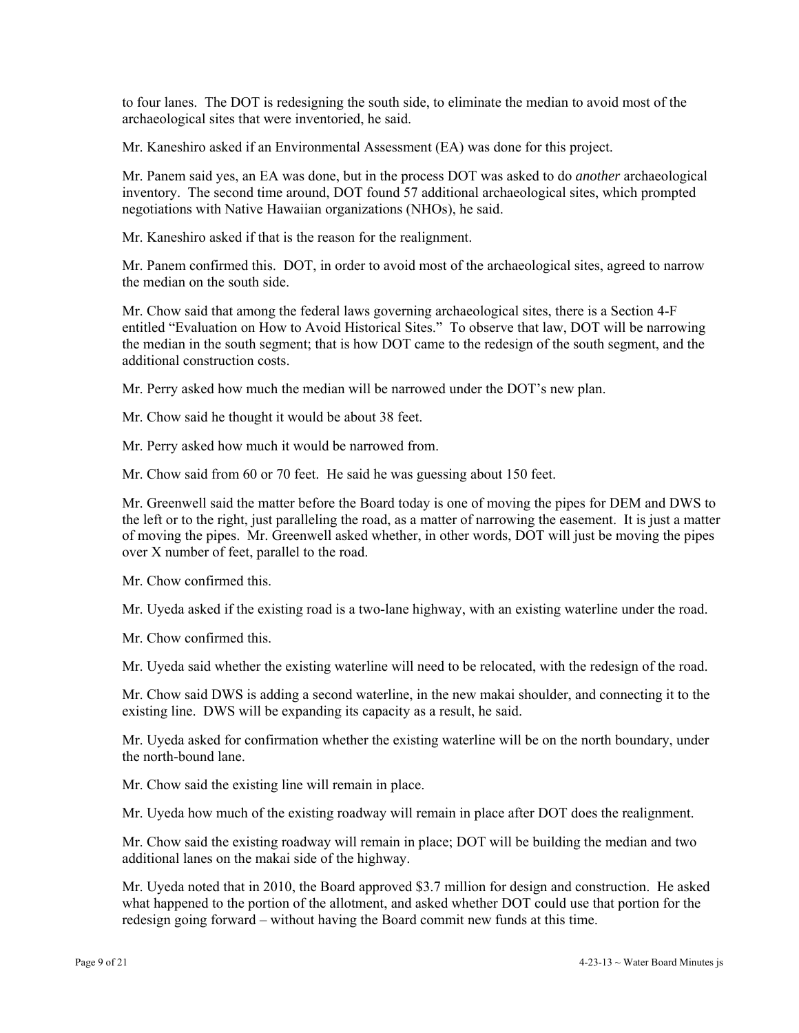to four lanes. The DOT is redesigning the south side, to eliminate the median to avoid most of the archaeological sites that were inventoried, he said.

Mr. Kaneshiro asked if an Environmental Assessment (EA) was done for this project.

Mr. Panem said yes, an EA was done, but in the process DOT was asked to do *another* archaeological inventory. The second time around, DOT found 57 additional archaeological sites, which prompted negotiations with Native Hawaiian organizations (NHOs), he said.

Mr. Kaneshiro asked if that is the reason for the realignment.

Mr. Panem confirmed this. DOT, in order to avoid most of the archaeological sites, agreed to narrow the median on the south side.

Mr. Chow said that among the federal laws governing archaeological sites, there is a Section 4-F entitled "Evaluation on How to Avoid Historical Sites." To observe that law, DOT will be narrowing the median in the south segment; that is how DOT came to the redesign of the south segment, and the additional construction costs.

Mr. Perry asked how much the median will be narrowed under the DOT's new plan.

Mr. Chow said he thought it would be about 38 feet.

Mr. Perry asked how much it would be narrowed from.

Mr. Chow said from 60 or 70 feet. He said he was guessing about 150 feet.

Mr. Greenwell said the matter before the Board today is one of moving the pipes for DEM and DWS to the left or to the right, just paralleling the road, as a matter of narrowing the easement. It is just a matter of moving the pipes. Mr. Greenwell asked whether, in other words, DOT will just be moving the pipes over X number of feet, parallel to the road.

Mr. Chow confirmed this.

Mr. Uyeda asked if the existing road is a two-lane highway, with an existing waterline under the road.

Mr. Chow confirmed this.

Mr. Uyeda said whether the existing waterline will need to be relocated, with the redesign of the road.

Mr. Chow said DWS is adding a second waterline, in the new makai shoulder, and connecting it to the existing line. DWS will be expanding its capacity as a result, he said.

Mr. Uyeda asked for confirmation whether the existing waterline will be on the north boundary, under the north-bound lane.

Mr. Chow said the existing line will remain in place.

Mr. Uyeda how much of the existing roadway will remain in place after DOT does the realignment.

Mr. Chow said the existing roadway will remain in place; DOT will be building the median and two additional lanes on the makai side of the highway.

Mr. Uyeda noted that in 2010, the Board approved $3.7 million for design and construction. He asked what happened to the portion of the allotment, and asked whether DOT could use that portion for the redesign going forward – without having the Board commit new funds at this time.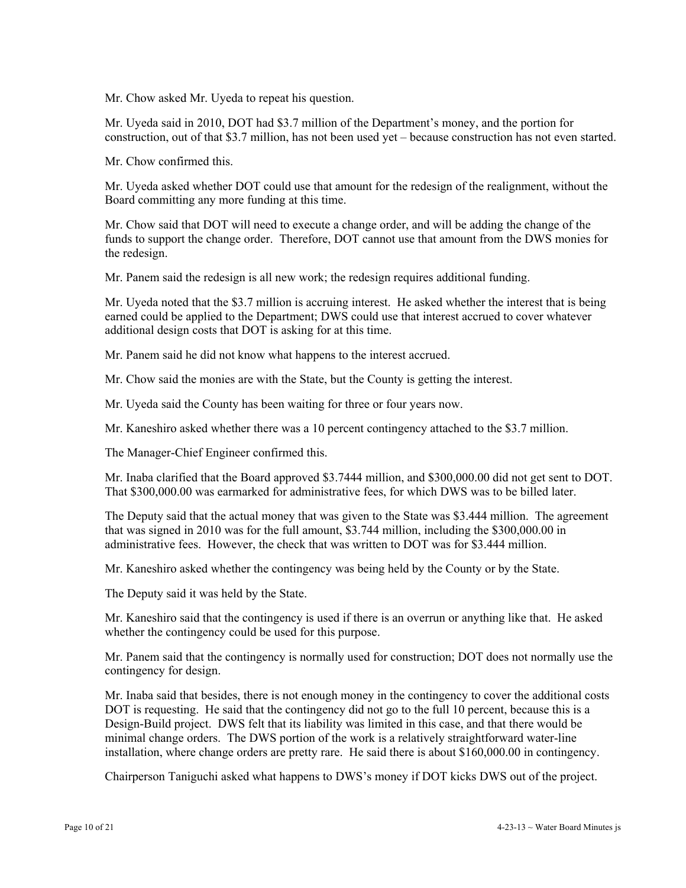Mr. Chow asked Mr. Uyeda to repeat his question.

Mr. Uyeda said in 2010, DOT had $3.7 million of the Department's money, and the portion for construction, out of that $3.7 million, has not been used yet – because construction has not even started.

Mr. Chow confirmed this.

Mr. Uyeda asked whether DOT could use that amount for the redesign of the realignment, without the Board committing any more funding at this time.

Mr. Chow said that DOT will need to execute a change order, and will be adding the change of the funds to support the change order. Therefore, DOT cannot use that amount from the DWS monies for the redesign.

Mr. Panem said the redesign is all new work; the redesign requires additional funding.

Mr. Uyeda noted that the $3.7 million is accruing interest. He asked whether the interest that is being earned could be applied to the Department; DWS could use that interest accrued to cover whatever additional design costs that DOT is asking for at this time.

Mr. Panem said he did not know what happens to the interest accrued.

Mr. Chow said the monies are with the State, but the County is getting the interest.

Mr. Uyeda said the County has been waiting for three or four years now.

Mr. Kaneshiro asked whether there was a 10 percent contingency attached to the $3.7 million.

The Manager-Chief Engineer confirmed this.

Mr. Inaba clarified that the Board approved $3.7444 million, and $300,000.00 did not get sent to DOT. That $300,000.00 was earmarked for administrative fees, for which DWS was to be billed later.

The Deputy said that the actual money that was given to the State was $3.444 million. The agreement that was signed in 2010 was for the full amount, $3.744 million, including the $300,000.00 in administrative fees. However, the check that was written to DOT was for $3.444 million.

Mr. Kaneshiro asked whether the contingency was being held by the County or by the State.

The Deputy said it was held by the State.

Mr. Kaneshiro said that the contingency is used if there is an overrun or anything like that. He asked whether the contingency could be used for this purpose.

Mr. Panem said that the contingency is normally used for construction; DOT does not normally use the contingency for design.

Mr. Inaba said that besides, there is not enough money in the contingency to cover the additional costs DOT is requesting. He said that the contingency did not go to the full 10 percent, because this is a Design-Build project. DWS felt that its liability was limited in this case, and that there would be minimal change orders. The DWS portion of the work is a relatively straightforward water-line installation, where change orders are pretty rare. He said there is about $160,000.00 in contingency.

Chairperson Taniguchi asked what happens to DWS's money if DOT kicks DWS out of the project.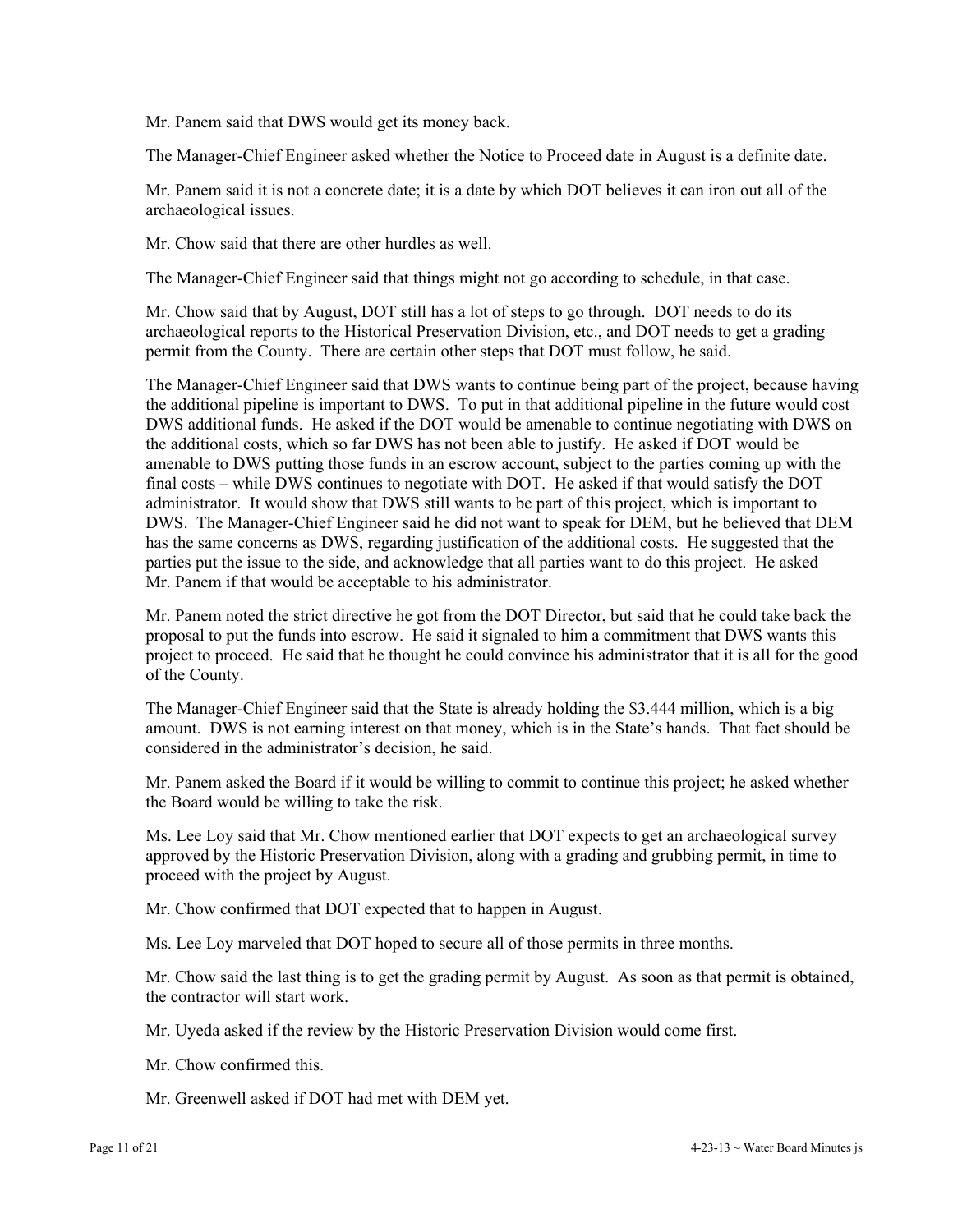Mr. Panem said that DWS would get its money back.

The Manager-Chief Engineer asked whether the Notice to Proceed date in August is a definite date.

Mr. Panem said it is not a concrete date; it is a date by which DOT believes it can iron out all of the archaeological issues.

Mr. Chow said that there are other hurdles as well.

The Manager-Chief Engineer said that things might not go according to schedule, in that case.

Mr. Chow said that by August, DOT still has a lot of steps to go through. DOT needs to do its archaeological reports to the Historical Preservation Division, etc., and DOT needs to get a grading permit from the County. There are certain other steps that DOT must follow, he said.

The Manager-Chief Engineer said that DWS wants to continue being part of the project, because having the additional pipeline is important to DWS. To put in that additional pipeline in the future would cost DWS additional funds. He asked if the DOT would be amenable to continue negotiating with DWS on the additional costs, which so far DWS has not been able to justify. He asked if DOT would be amenable to DWS putting those funds in an escrow account, subject to the parties coming up with the final costs – while DWS continues to negotiate with DOT. He asked if that would satisfy the DOT administrator. It would show that DWS still wants to be part of this project, which is important to DWS. The Manager-Chief Engineer said he did not want to speak for DEM, but he believed that DEM has the same concerns as DWS, regarding justification of the additional costs. He suggested that the parties put the issue to the side, and acknowledge that all parties want to do this project. He asked Mr. Panem if that would be acceptable to his administrator.

Mr. Panem noted the strict directive he got from the DOT Director, but said that he could take back the proposal to put the funds into escrow. He said it signaled to him a commitment that DWS wants this project to proceed. He said that he thought he could convince his administrator that it is all for the good of the County.

The Manager-Chief Engineer said that the State is already holding the $3.444 million, which is a big amount. DWS is not earning interest on that money, which is in the State's hands. That fact should be considered in the administrator's decision, he said.

Mr. Panem asked the Board if it would be willing to commit to continue this project; he asked whether the Board would be willing to take the risk.

Ms. Lee Loy said that Mr. Chow mentioned earlier that DOT expects to get an archaeological survey approved by the Historic Preservation Division, along with a grading and grubbing permit, in time to proceed with the project by August.

Mr. Chow confirmed that DOT expected that to happen in August.

Ms. Lee Loy marveled that DOT hoped to secure all of those permits in three months.

Mr. Chow said the last thing is to get the grading permit by August. As soon as that permit is obtained, the contractor will start work.

Mr. Uyeda asked if the review by the Historic Preservation Division would come first.

Mr. Chow confirmed this.

Mr. Greenwell asked if DOT had met with DEM yet.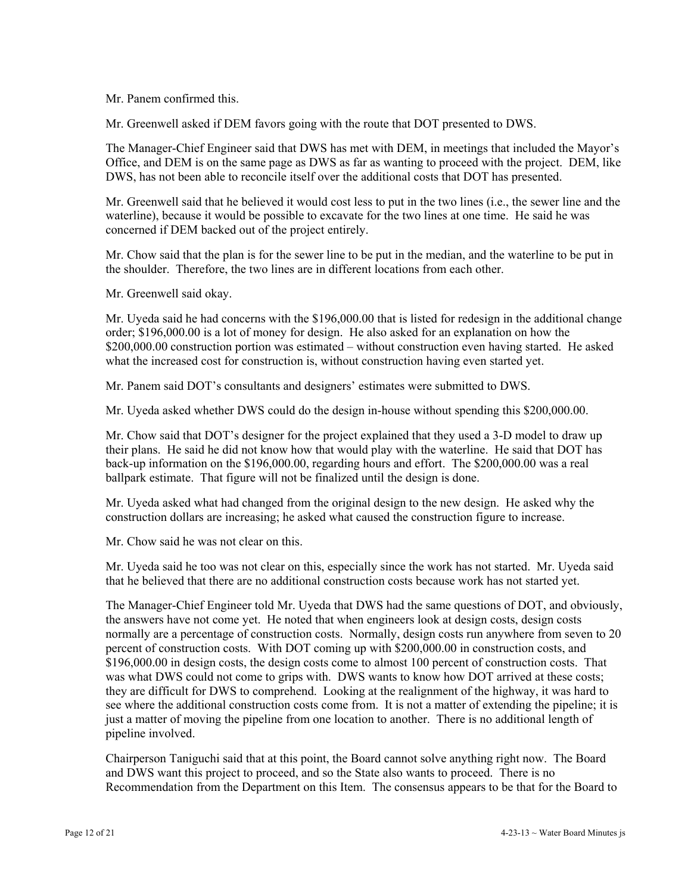Mr. Panem confirmed this.

Mr. Greenwell asked if DEM favors going with the route that DOT presented to DWS.

The Manager-Chief Engineer said that DWS has met with DEM, in meetings that included the Mayor's Office, and DEM is on the same page as DWS as far as wanting to proceed with the project. DEM, like DWS, has not been able to reconcile itself over the additional costs that DOT has presented.

Mr. Greenwell said that he believed it would cost less to put in the two lines (i.e., the sewer line and the waterline), because it would be possible to excavate for the two lines at one time. He said he was concerned if DEM backed out of the project entirely.

Mr. Chow said that the plan is for the sewer line to be put in the median, and the waterline to be put in the shoulder. Therefore, the two lines are in different locations from each other.

Mr. Greenwell said okay.

Mr. Uyeda said he had concerns with the $196,000.00 that is listed for redesign in the additional change order; $196,000.00 is a lot of money for design. He also asked for an explanation on how the $200,000.00 construction portion was estimated – without construction even having started. He asked what the increased cost for construction is, without construction having even started yet.

Mr. Panem said DOT's consultants and designers' estimates were submitted to DWS.

Mr. Uyeda asked whether DWS could do the design in-house without spending this $200,000.00.

Mr. Chow said that DOT's designer for the project explained that they used a 3-D model to draw up their plans. He said he did not know how that would play with the waterline. He said that DOT has back-up information on the $196,000.00, regarding hours and effort. The $200,000.00 was a real ballpark estimate. That figure will not be finalized until the design is done.

Mr. Uyeda asked what had changed from the original design to the new design. He asked why the construction dollars are increasing; he asked what caused the construction figure to increase.

Mr. Chow said he was not clear on this.

Mr. Uyeda said he too was not clear on this, especially since the work has not started. Mr. Uyeda said that he believed that there are no additional construction costs because work has not started yet.

The Manager-Chief Engineer told Mr. Uyeda that DWS had the same questions of DOT, and obviously, the answers have not come yet. He noted that when engineers look at design costs, design costs normally are a percentage of construction costs. Normally, design costs run anywhere from seven to 20 percent of construction costs. With DOT coming up with $200,000.00 in construction costs, and $196,000.00 in design costs, the design costs come to almost 100 percent of construction costs. That was what DWS could not come to grips with. DWS wants to know how DOT arrived at these costs; they are difficult for DWS to comprehend. Looking at the realignment of the highway, it was hard to see where the additional construction costs come from. It is not a matter of extending the pipeline; it is just a matter of moving the pipeline from one location to another. There is no additional length of pipeline involved.

Chairperson Taniguchi said that at this point, the Board cannot solve anything right now. The Board and DWS want this project to proceed, and so the State also wants to proceed. There is no Recommendation from the Department on this Item. The consensus appears to be that for the Board to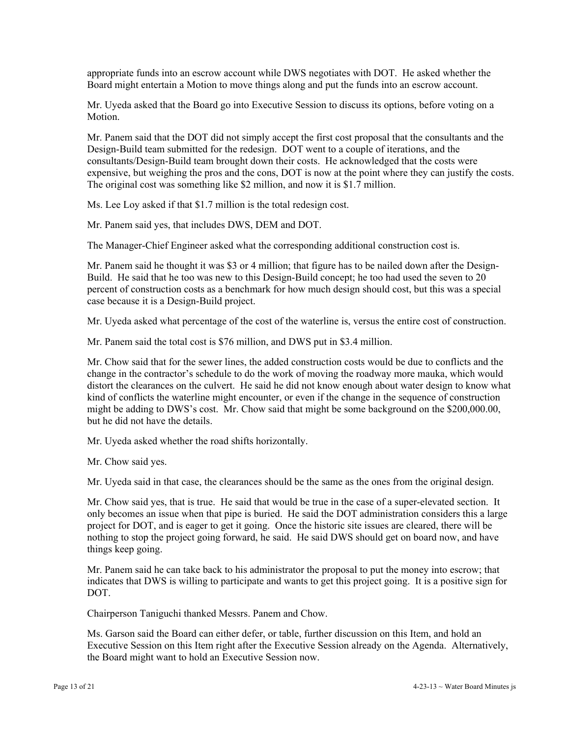appropriate funds into an escrow account while DWS negotiates with DOT. He asked whether the Board might entertain a Motion to move things along and put the funds into an escrow account.

Mr. Uyeda asked that the Board go into Executive Session to discuss its options, before voting on a Motion.

Mr. Panem said that the DOT did not simply accept the first cost proposal that the consultants and the Design-Build team submitted for the redesign. DOT went to a couple of iterations, and the consultants/Design-Build team brought down their costs. He acknowledged that the costs were expensive, but weighing the pros and the cons, DOT is now at the point where they can justify the costs. The original cost was something like $2 million, and now it is $1.7 million.

Ms. Lee Loy asked if that $1.7 million is the total redesign cost.

Mr. Panem said yes, that includes DWS, DEM and DOT.

The Manager-Chief Engineer asked what the corresponding additional construction cost is.

Mr. Panem said he thought it was $3 or 4 million; that figure has to be nailed down after the Design-Build. He said that he too was new to this Design-Build concept; he too had used the seven to 20 percent of construction costs as a benchmark for how much design should cost, but this was a special case because it is a Design-Build project.

Mr. Uyeda asked what percentage of the cost of the waterline is, versus the entire cost of construction.

Mr. Panem said the total cost is $76 million, and DWS put in $3.4 million.

Mr. Chow said that for the sewer lines, the added construction costs would be due to conflicts and the change in the contractor's schedule to do the work of moving the roadway more mauka, which would distort the clearances on the culvert. He said he did not know enough about water design to know what kind of conflicts the waterline might encounter, or even if the change in the sequence of construction might be adding to DWS's cost. Mr. Chow said that might be some background on the $200,000.00, but he did not have the details.

Mr. Uyeda asked whether the road shifts horizontally.

Mr. Chow said yes.

Mr. Uyeda said in that case, the clearances should be the same as the ones from the original design.

Mr. Chow said yes, that is true. He said that would be true in the case of a super-elevated section. It only becomes an issue when that pipe is buried. He said the DOT administration considers this a large project for DOT, and is eager to get it going. Once the historic site issues are cleared, there will be nothing to stop the project going forward, he said. He said DWS should get on board now, and have things keep going.

Mr. Panem said he can take back to his administrator the proposal to put the money into escrow; that indicates that DWS is willing to participate and wants to get this project going. It is a positive sign for DOT.

Chairperson Taniguchi thanked Messrs. Panem and Chow.

Ms. Garson said the Board can either defer, or table, further discussion on this Item, and hold an Executive Session on this Item right after the Executive Session already on the Agenda. Alternatively, the Board might want to hold an Executive Session now.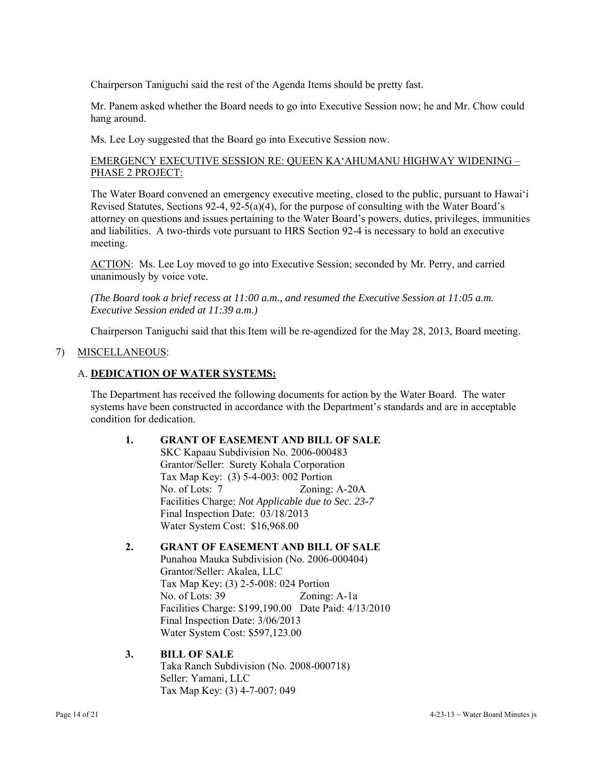Chairperson Taniguchi said the rest of the Agenda Items should be pretty fast.

Mr. Panem asked whether the Board needs to go into Executive Session now; he and Mr. Chow could hang around.

Ms. Lee Loy suggested that the Board go into Executive Session now.

<u>EMERGENCY EXECUTIVE SESSION RE: QUEEN KA'AHUMANU HIGHWAY WIDENING – PHASE 2 PROJECT:</u>

The Water Board convened an emergency executive meeting, closed to the public, pursuant to Hawai'i Revised Statutes, Sections 92-4, 92-5(a)(4), for the purpose of consulting with the Water Board's attorney on questions and issues pertaining to the Water Board's powers, duties, privileges, immunities and liabilities. A two-thirds vote pursuant to HRS Section 92-4 is necessary to hold an executive meeting.

<u>ACTION</u>: Ms. Lee Loy moved to go into Executive Session; seconded by Mr. Perry, and carried unanimously by voice vote.

*(The Board took a brief recess at 11:00 a.m., and resumed the Executive Session at 11:05 a.m. Executive Session ended at 11:39 a.m.)*

Chairperson Taniguchi said that this Item will be re-agendized for the May 28, 2013, Board meeting.

7) <u>MISCELLANEOUS</u>:

A. **<u>DEDICATION OF WATER SYSTEMS:</u>**

The Department has received the following documents for action by the Water Board. The water systems have been constructed in accordance with the Department's standards and are in acceptable condition for dedication.

**1. GRANT OF EASEMENT AND BILL OF SALE**
SKC Kapaau Subdivision No. 2006-000483
Grantor/Seller: Surety Kohala Corporation
Tax Map Key: (3) 5-4-003: 002 Portion
No. of Lots: 7 Zoning: A-20A
Facilities Charge: *Not Applicable due to Sec. 23-7*
Final Inspection Date: 03/18/2013
Water System Cost: $16,968.00

**2. GRANT OF EASEMENT AND BILL OF SALE**
Punahoa Mauka Subdivision (No. 2006-000404)
Grantor/Seller: Akalea, LLC
Tax Map Key: (3) 2-5-008: 024 Portion
No. of Lots: 39 Zoning: A-1a
Facilities Charge: $199,190.00 Date Paid: 4/13/2010
Final Inspection Date: 3/06/2013
Water System Cost: $597,123.00

**3. BILL OF SALE**
Taka Ranch Subdivision (No. 2008-000718)
Seller: Yamani, LLC
Tax Map Key: (3) 4-7-007: 049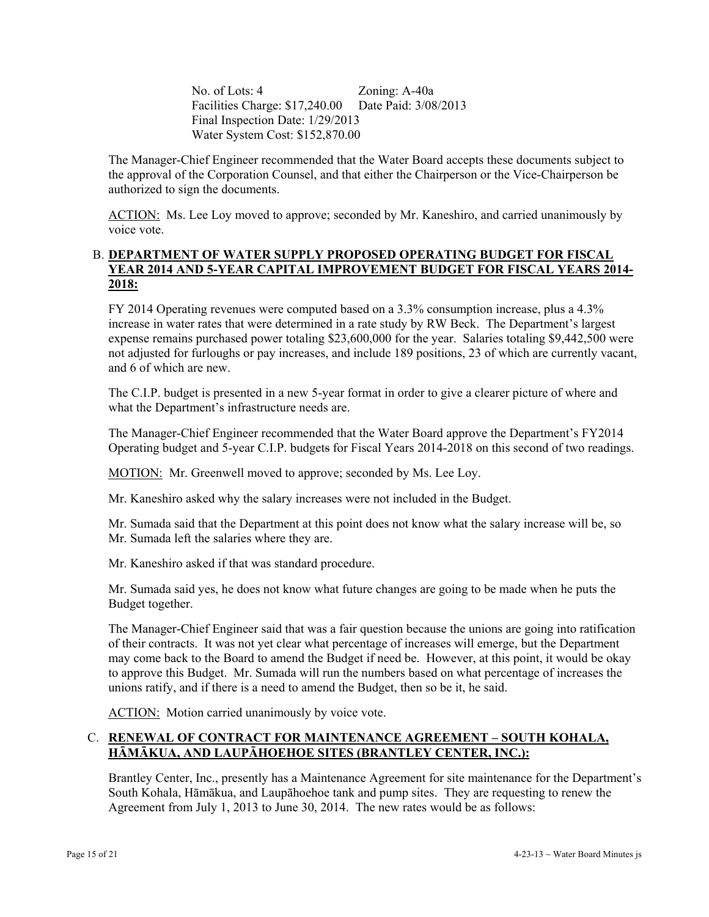No. of Lots: 4 Zoning: A-40a
Facilities Charge: $17,240.00 Date Paid: 3/08/2013
Final Inspection Date: 1/29/2013
Water System Cost: $152,870.00

The Manager-Chief Engineer recommended that the Water Board accepts these documents subject to the approval of the Corporation Counsel, and that either the Chairperson or the Vice-Chairperson be authorized to sign the documents.

ACTION: Ms. Lee Loy moved to approve; seconded by Mr. Kaneshiro, and carried unanimously by voice vote.

B. **DEPARTMENT OF WATER SUPPLY PROPOSED OPERATING BUDGET FOR FISCAL YEAR 2014 AND 5-YEAR CAPITAL IMPROVEMENT BUDGET FOR FISCAL YEARS 2014-2018:**

FY 2014 Operating revenues were computed based on a 3.3% consumption increase, plus a 4.3% increase in water rates that were determined in a rate study by RW Beck. The Department's largest expense remains purchased power totaling $23,600,000 for the year. Salaries totaling $9,442,500 were not adjusted for furloughs or pay increases, and include 189 positions, 23 of which are currently vacant, and 6 of which are new.

The C.I.P. budget is presented in a new 5-year format in order to give a clearer picture of where and what the Department's infrastructure needs are.

The Manager-Chief Engineer recommended that the Water Board approve the Department's FY2014 Operating budget and 5-year C.I.P. budgets for Fiscal Years 2014-2018 on this second of two readings.

MOTION: Mr. Greenwell moved to approve; seconded by Ms. Lee Loy.

Mr. Kaneshiro asked why the salary increases were not included in the Budget.

Mr. Sumada said that the Department at this point does not know what the salary increase will be, so Mr. Sumada left the salaries where they are.

Mr. Kaneshiro asked if that was standard procedure.

Mr. Sumada said yes, he does not know what future changes are going to be made when he puts the Budget together.

The Manager-Chief Engineer said that was a fair question because the unions are going into ratification of their contracts. It was not yet clear what percentage of increases will emerge, but the Department may come back to the Board to amend the Budget if need be. However, at this point, it would be okay to approve this Budget. Mr. Sumada will run the numbers based on what percentage of increases the unions ratify, and if there is a need to amend the Budget, then so be it, he said.

ACTION: Motion carried unanimously by voice vote.

C. **RENEWAL OF CONTRACT FOR MAINTENANCE AGREEMENT – SOUTH KOHALA, HĀMĀKUA, AND LAUPĀHOEHOE SITES (BRANTLEY CENTER, INC.):**

Brantley Center, Inc., presently has a Maintenance Agreement for site maintenance for the Department's South Kohala, Hāmākua, and Laupāhoehoe tank and pump sites. They are requesting to renew the Agreement from July 1, 2013 to June 30, 2014. The new rates would be as follows: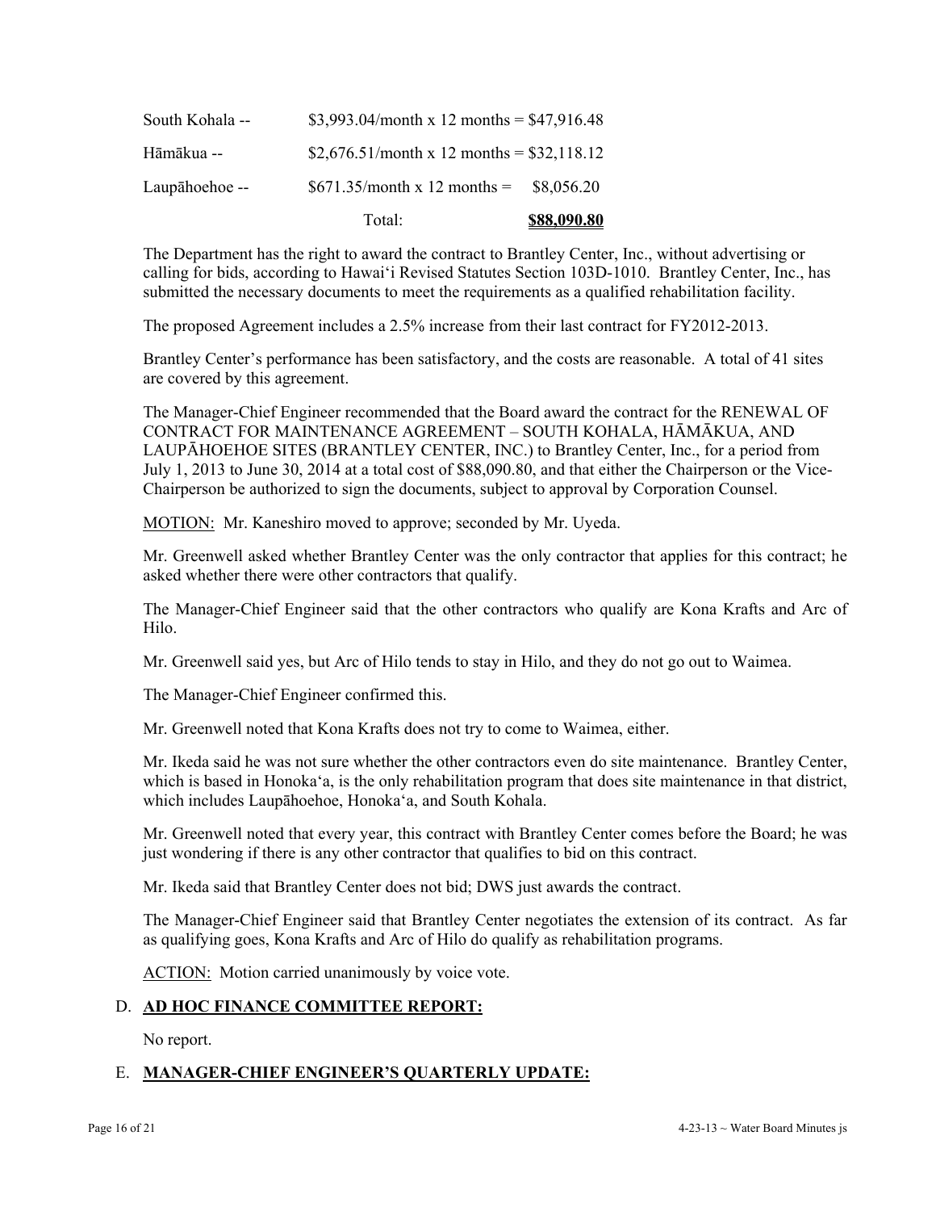| | | |
|---|---|---|
| South Kohala -- | $3,993.04/month x 12 months = | $47,916.48 |
| Hāmākua -- | $2,676.51/month x 12 months = | $32,118.12 |
| Laupāhoehoe -- | $671.35/month x 12 months = | $8,056.20 |
| | Total: | **$88,090.80** |

The Department has the right to award the contract to Brantley Center, Inc., without advertising or calling for bids, according to Hawai'i Revised Statutes Section 103D-1010. Brantley Center, Inc., has submitted the necessary documents to meet the requirements as a qualified rehabilitation facility.

The proposed Agreement includes a 2.5% increase from their last contract for FY2012-2013.

Brantley Center's performance has been satisfactory, and the costs are reasonable. A total of 41 sites are covered by this agreement.

The Manager-Chief Engineer recommended that the Board award the contract for the RENEWAL OF CONTRACT FOR MAINTENANCE AGREEMENT – SOUTH KOHALA, HĀMĀKUA, AND LAUPĀHOEHOE SITES (BRANTLEY CENTER, INC.) to Brantley Center, Inc., for a period from July 1, 2013 to June 30, 2014 at a total cost of $88,090.80, and that either the Chairperson or the Vice-Chairperson be authorized to sign the documents, subject to approval by Corporation Counsel.

MOTION: Mr. Kaneshiro moved to approve; seconded by Mr. Uyeda.

Mr. Greenwell asked whether Brantley Center was the only contractor that applies for this contract; he asked whether there were other contractors that qualify.

The Manager-Chief Engineer said that the other contractors who qualify are Kona Krafts and Arc of Hilo.

Mr. Greenwell said yes, but Arc of Hilo tends to stay in Hilo, and they do not go out to Waimea.

The Manager-Chief Engineer confirmed this.

Mr. Greenwell noted that Kona Krafts does not try to come to Waimea, either.

Mr. Ikeda said he was not sure whether the other contractors even do site maintenance. Brantley Center, which is based in Honoka'a, is the only rehabilitation program that does site maintenance in that district, which includes Laupāhoehoe, Honoka'a, and South Kohala.

Mr. Greenwell noted that every year, this contract with Brantley Center comes before the Board; he was just wondering if there is any other contractor that qualifies to bid on this contract.

Mr. Ikeda said that Brantley Center does not bid; DWS just awards the contract.

The Manager-Chief Engineer said that Brantley Center negotiates the extension of its contract. As far as qualifying goes, Kona Krafts and Arc of Hilo do qualify as rehabilitation programs.

ACTION: Motion carried unanimously by voice vote.

## D. AD HOC FINANCE COMMITTEE REPORT:

No report.

## E. MANAGER-CHIEF ENGINEER'S QUARTERLY UPDATE: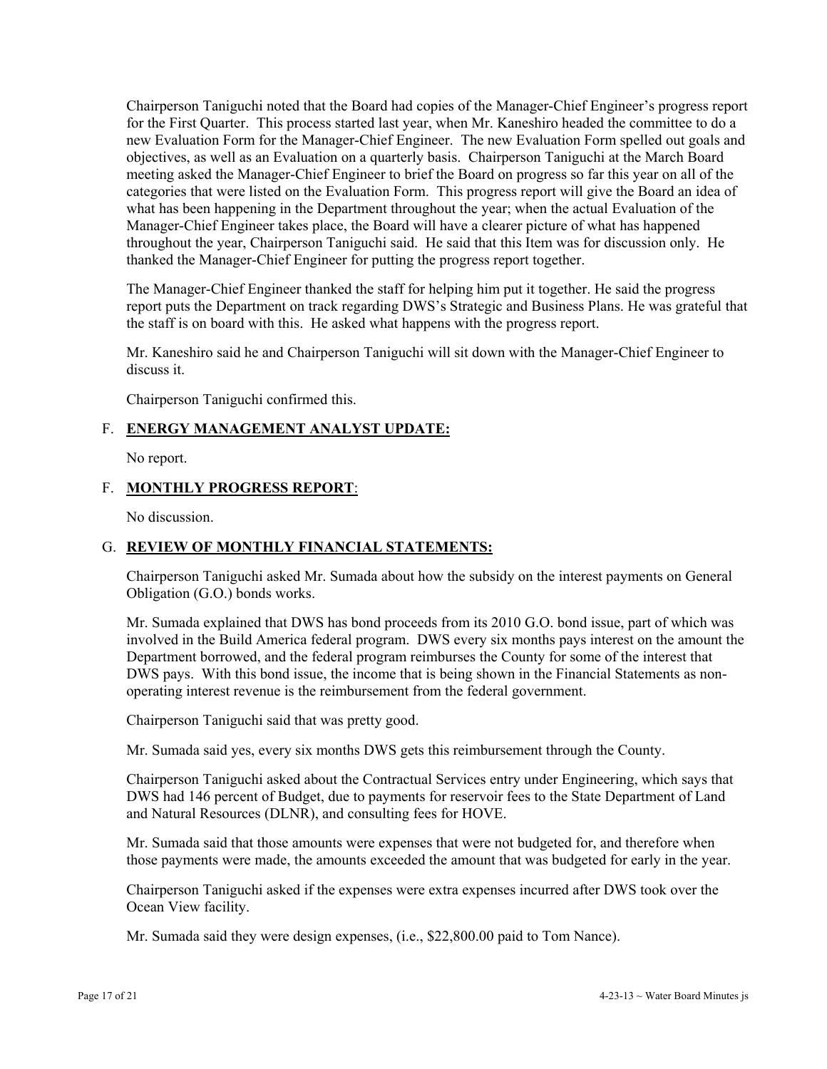Chairperson Taniguchi noted that the Board had copies of the Manager-Chief Engineer's progress report for the First Quarter. This process started last year, when Mr. Kaneshiro headed the committee to do a new Evaluation Form for the Manager-Chief Engineer. The new Evaluation Form spelled out goals and objectives, as well as an Evaluation on a quarterly basis. Chairperson Taniguchi at the March Board meeting asked the Manager-Chief Engineer to brief the Board on progress so far this year on all of the categories that were listed on the Evaluation Form. This progress report will give the Board an idea of what has been happening in the Department throughout the year; when the actual Evaluation of the Manager-Chief Engineer takes place, the Board will have a clearer picture of what has happened throughout the year, Chairperson Taniguchi said. He said that this Item was for discussion only. He thanked the Manager-Chief Engineer for putting the progress report together.

The Manager-Chief Engineer thanked the staff for helping him put it together. He said the progress report puts the Department on track regarding DWS's Strategic and Business Plans. He was grateful that the staff is on board with this. He asked what happens with the progress report.

Mr. Kaneshiro said he and Chairperson Taniguchi will sit down with the Manager-Chief Engineer to discuss it.

Chairperson Taniguchi confirmed this.

## F. **ENERGY MANAGEMENT ANALYST UPDATE:**

No report.

## F. **MONTHLY PROGRESS REPORT**:

No discussion.

## G. **REVIEW OF MONTHLY FINANCIAL STATEMENTS:**

Chairperson Taniguchi asked Mr. Sumada about how the subsidy on the interest payments on General Obligation (G.O.) bonds works.

Mr. Sumada explained that DWS has bond proceeds from its 2010 G.O. bond issue, part of which was involved in the Build America federal program. DWS every six months pays interest on the amount the Department borrowed, and the federal program reimburses the County for some of the interest that DWS pays. With this bond issue, the income that is being shown in the Financial Statements as non-operating interest revenue is the reimbursement from the federal government.

Chairperson Taniguchi said that was pretty good.

Mr. Sumada said yes, every six months DWS gets this reimbursement through the County.

Chairperson Taniguchi asked about the Contractual Services entry under Engineering, which says that DWS had 146 percent of Budget, due to payments for reservoir fees to the State Department of Land and Natural Resources (DLNR), and consulting fees for HOVE.

Mr. Sumada said that those amounts were expenses that were not budgeted for, and therefore when those payments were made, the amounts exceeded the amount that was budgeted for early in the year.

Chairperson Taniguchi asked if the expenses were extra expenses incurred after DWS took over the Ocean View facility.

Mr. Sumada said they were design expenses, (i.e., $22,800.00 paid to Tom Nance).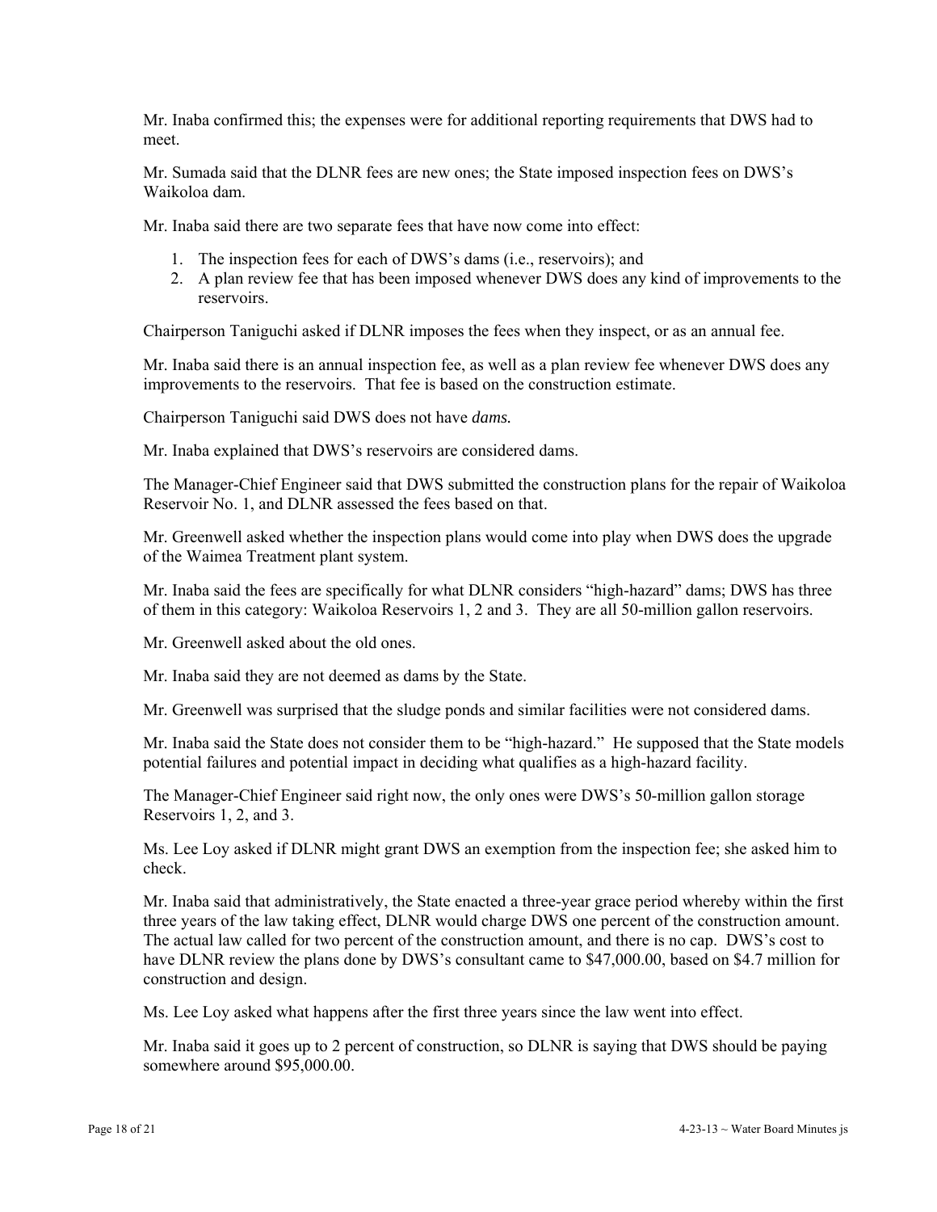Mr. Inaba confirmed this; the expenses were for additional reporting requirements that DWS had to meet.

Mr. Sumada said that the DLNR fees are new ones; the State imposed inspection fees on DWS's Waikoloa dam.

Mr. Inaba said there are two separate fees that have now come into effect:

1. The inspection fees for each of DWS's dams (i.e., reservoirs); and
2. A plan review fee that has been imposed whenever DWS does any kind of improvements to the reservoirs.

Chairperson Taniguchi asked if DLNR imposes the fees when they inspect, or as an annual fee.

Mr. Inaba said there is an annual inspection fee, as well as a plan review fee whenever DWS does any improvements to the reservoirs. That fee is based on the construction estimate.

Chairperson Taniguchi said DWS does not have *dams.*

Mr. Inaba explained that DWS's reservoirs are considered dams.

The Manager-Chief Engineer said that DWS submitted the construction plans for the repair of Waikoloa Reservoir No. 1, and DLNR assessed the fees based on that.

Mr. Greenwell asked whether the inspection plans would come into play when DWS does the upgrade of the Waimea Treatment plant system.

Mr. Inaba said the fees are specifically for what DLNR considers "high-hazard" dams; DWS has three of them in this category: Waikoloa Reservoirs 1, 2 and 3. They are all 50-million gallon reservoirs.

Mr. Greenwell asked about the old ones.

Mr. Inaba said they are not deemed as dams by the State.

Mr. Greenwell was surprised that the sludge ponds and similar facilities were not considered dams.

Mr. Inaba said the State does not consider them to be "high-hazard." He supposed that the State models potential failures and potential impact in deciding what qualifies as a high-hazard facility.

The Manager-Chief Engineer said right now, the only ones were DWS's 50-million gallon storage Reservoirs 1, 2, and 3.

Ms. Lee Loy asked if DLNR might grant DWS an exemption from the inspection fee; she asked him to check.

Mr. Inaba said that administratively, the State enacted a three-year grace period whereby within the first three years of the law taking effect, DLNR would charge DWS one percent of the construction amount. The actual law called for two percent of the construction amount, and there is no cap. DWS's cost to have DLNR review the plans done by DWS's consultant came to $47,000.00, based on $4.7 million for construction and design.

Ms. Lee Loy asked what happens after the first three years since the law went into effect.

Mr. Inaba said it goes up to 2 percent of construction, so DLNR is saying that DWS should be paying somewhere around $95,000.00.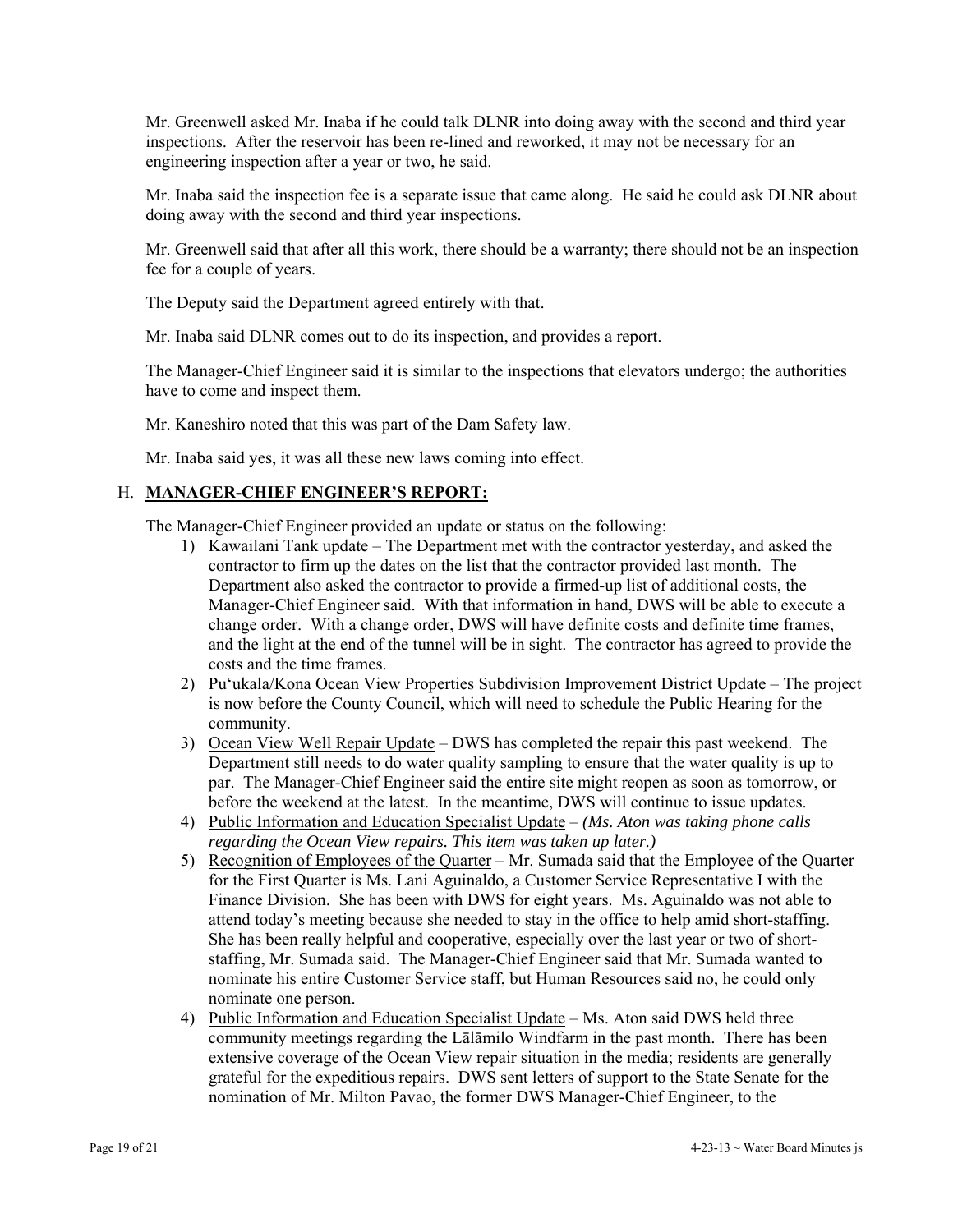Mr. Greenwell asked Mr. Inaba if he could talk DLNR into doing away with the second and third year inspections. After the reservoir has been re-lined and reworked, it may not be necessary for an engineering inspection after a year or two, he said.

Mr. Inaba said the inspection fee is a separate issue that came along. He said he could ask DLNR about doing away with the second and third year inspections.

Mr. Greenwell said that after all this work, there should be a warranty; there should not be an inspection fee for a couple of years.

The Deputy said the Department agreed entirely with that.

Mr. Inaba said DLNR comes out to do its inspection, and provides a report.

The Manager-Chief Engineer said it is similar to the inspections that elevators undergo; the authorities have to come and inspect them.

Mr. Kaneshiro noted that this was part of the Dam Safety law.

Mr. Inaba said yes, it was all these new laws coming into effect.

## H. MANAGER-CHIEF ENGINEER'S REPORT:

The Manager-Chief Engineer provided an update or status on the following:

1) Kawailani Tank update – The Department met with the contractor yesterday, and asked the contractor to firm up the dates on the list that the contractor provided last month. The Department also asked the contractor to provide a firmed-up list of additional costs, the Manager-Chief Engineer said. With that information in hand, DWS will be able to execute a change order. With a change order, DWS will have definite costs and definite time frames, and the light at the end of the tunnel will be in sight. The contractor has agreed to provide the costs and the time frames.
2) Pu'ukala/Kona Ocean View Properties Subdivision Improvement District Update – The project is now before the County Council, which will need to schedule the Public Hearing for the community.
3) Ocean View Well Repair Update – DWS has completed the repair this past weekend. The Department still needs to do water quality sampling to ensure that the water quality is up to par. The Manager-Chief Engineer said the entire site might reopen as soon as tomorrow, or before the weekend at the latest. In the meantime, DWS will continue to issue updates.
4) Public Information and Education Specialist Update – *(Ms. Aton was taking phone calls regarding the Ocean View repairs. This item was taken up later.)*
5) Recognition of Employees of the Quarter – Mr. Sumada said that the Employee of the Quarter for the First Quarter is Ms. Lani Aguinaldo, a Customer Service Representative I with the Finance Division. She has been with DWS for eight years. Ms. Aguinaldo was not able to attend today's meeting because she needed to stay in the office to help amid short-staffing. She has been really helpful and cooperative, especially over the last year or two of short-staffing, Mr. Sumada said. The Manager-Chief Engineer said that Mr. Sumada wanted to nominate his entire Customer Service staff, but Human Resources said no, he could only nominate one person.

4) Public Information and Education Specialist Update – Ms. Aton said DWS held three community meetings regarding the Lālāmilo Windfarm in the past month. There has been extensive coverage of the Ocean View repair situation in the media; residents are generally grateful for the expeditious repairs. DWS sent letters of support to the State Senate for the nomination of Mr. Milton Pavao, the former DWS Manager-Chief Engineer, to the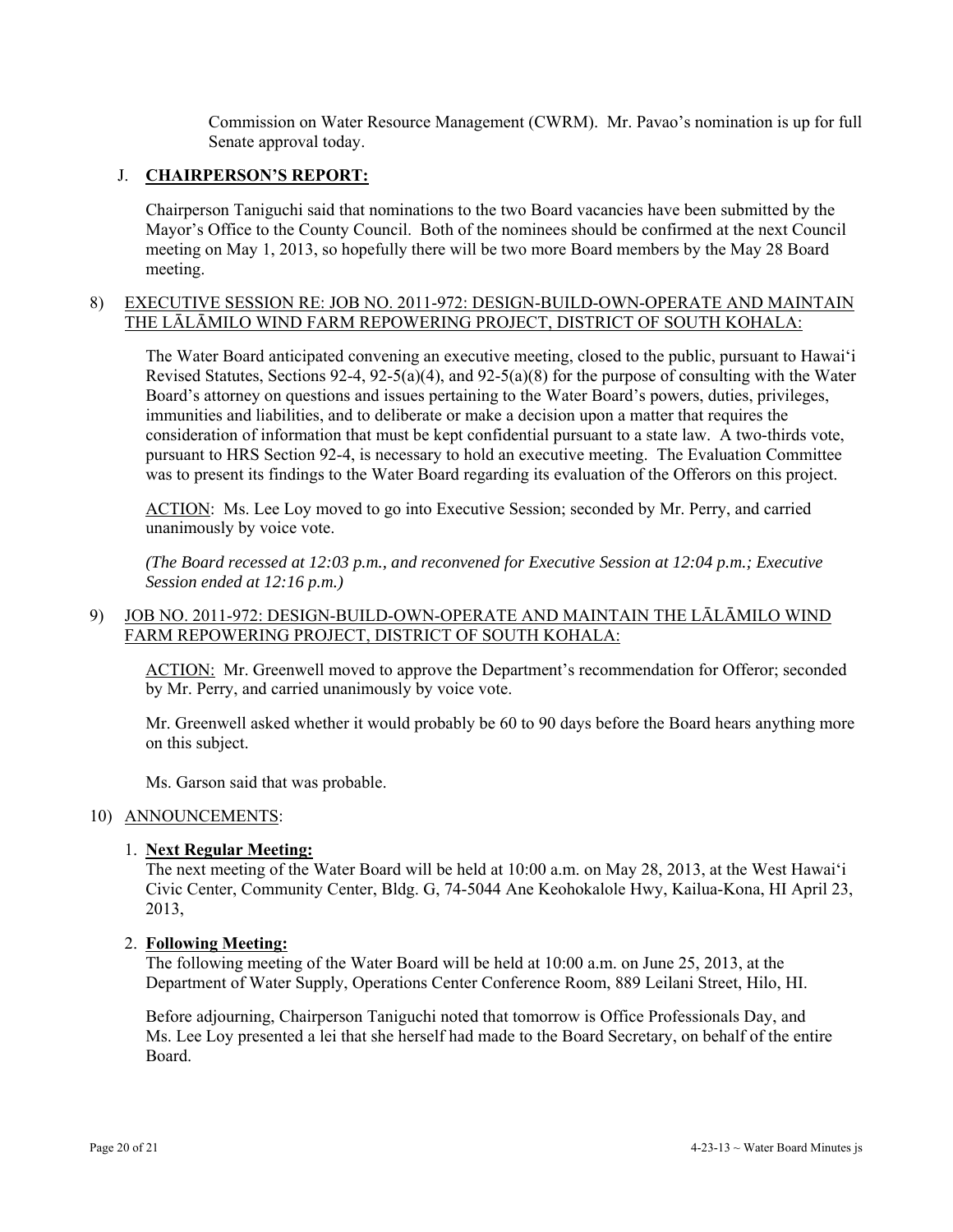Commission on Water Resource Management (CWRM). Mr. Pavao's nomination is up for full Senate approval today.

J. **CHAIRPERSON'S REPORT:**

Chairperson Taniguchi said that nominations to the two Board vacancies have been submitted by the Mayor's Office to the County Council. Both of the nominees should be confirmed at the next Council meeting on May 1, 2013, so hopefully there will be two more Board members by the May 28 Board meeting.

8) EXECUTIVE SESSION RE: JOB NO. 2011-972: DESIGN-BUILD-OWN-OPERATE AND MAINTAIN THE LĀLĀMILO WIND FARM REPOWERING PROJECT, DISTRICT OF SOUTH KOHALA:

The Water Board anticipated convening an executive meeting, closed to the public, pursuant to Hawai'i Revised Statutes, Sections 92-4, 92-5(a)(4), and 92-5(a)(8) for the purpose of consulting with the Water Board's attorney on questions and issues pertaining to the Water Board's powers, duties, privileges, immunities and liabilities, and to deliberate or make a decision upon a matter that requires the consideration of information that must be kept confidential pursuant to a state law. A two-thirds vote, pursuant to HRS Section 92-4, is necessary to hold an executive meeting. The Evaluation Committee was to present its findings to the Water Board regarding its evaluation of the Offerors on this project.

ACTION: Ms. Lee Loy moved to go into Executive Session; seconded by Mr. Perry, and carried unanimously by voice vote.

*(The Board recessed at 12:03 p.m., and reconvened for Executive Session at 12:04 p.m.; Executive Session ended at 12:16 p.m.)*

9) JOB NO. 2011-972: DESIGN-BUILD-OWN-OPERATE AND MAINTAIN THE LĀLĀMILO WIND FARM REPOWERING PROJECT, DISTRICT OF SOUTH KOHALA:

ACTION: Mr. Greenwell moved to approve the Department's recommendation for Offeror; seconded by Mr. Perry, and carried unanimously by voice vote.

Mr. Greenwell asked whether it would probably be 60 to 90 days before the Board hears anything more on this subject.

Ms. Garson said that was probable.

10) ANNOUNCEMENTS:

1. **Next Regular Meeting:**
The next meeting of the Water Board will be held at 10:00 a.m. on May 28, 2013, at the West Hawai'i Civic Center, Community Center, Bldg. G, 74-5044 Ane Keohokalole Hwy, Kailua-Kona, HI April 23, 2013,

2. **Following Meeting:**
The following meeting of the Water Board will be held at 10:00 a.m. on June 25, 2013, at the Department of Water Supply, Operations Center Conference Room, 889 Leilani Street, Hilo, HI.

Before adjourning, Chairperson Taniguchi noted that tomorrow is Office Professionals Day, and Ms. Lee Loy presented a lei that she herself had made to the Board Secretary, on behalf of the entire Board.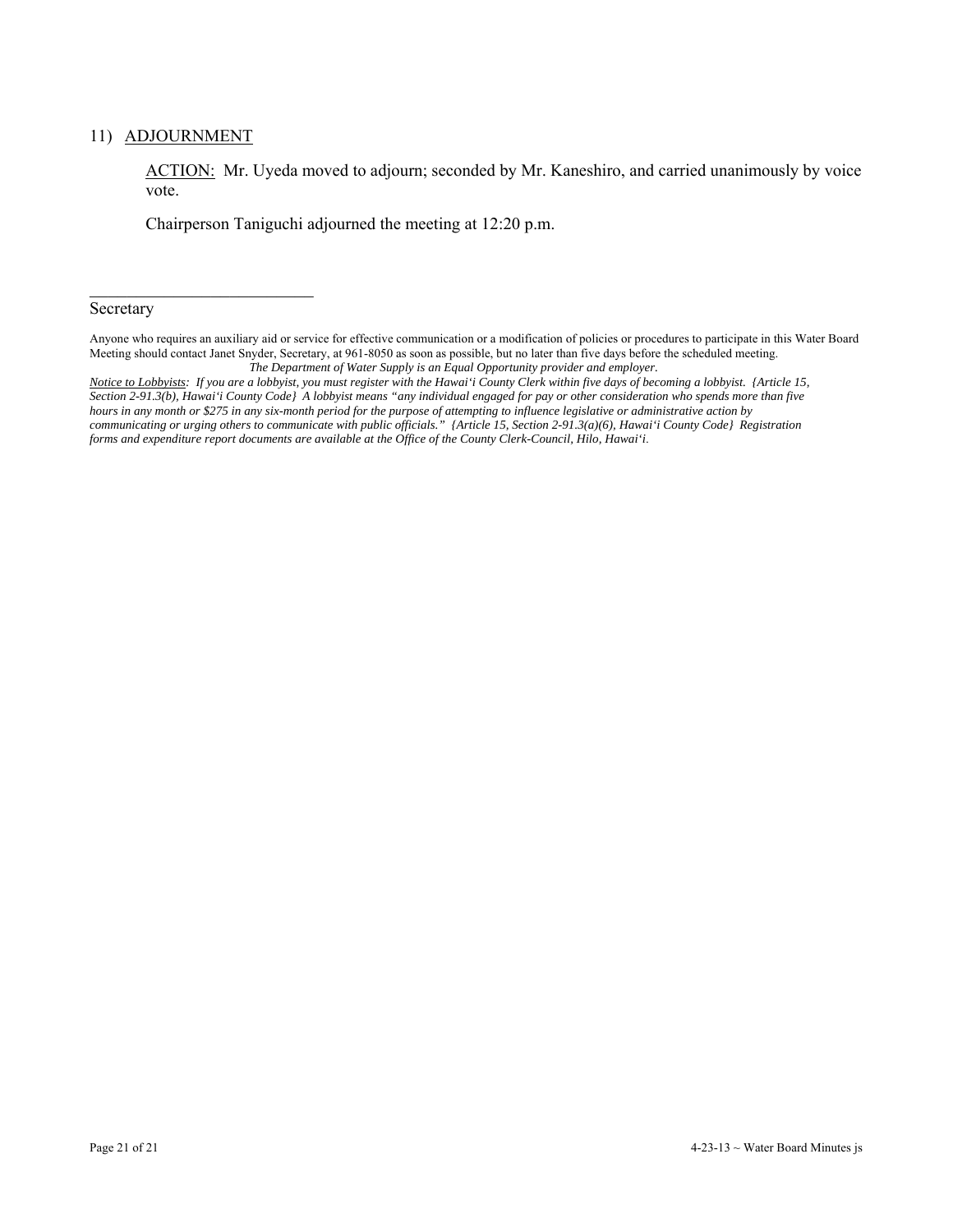11) <u>ADJOURNMENT</u>

<u>ACTION:</u> Mr. Uyeda moved to adjourn; seconded by Mr. Kaneshiro, and carried unanimously by voice vote.

Chairperson Taniguchi adjourned the meeting at 12:20 p.m.

\_\_\_\_\_\_\_\_\_\_\_\_\_\_\_\_\_\_\_\_\_\_\_\_\_\_\_\_

Secretary

Anyone who requires an auxiliary aid or service for effective communication or a modification of policies or procedures to participate in this Water Board Meeting should contact Janet Snyder, Secretary, at 961-8050 as soon as possible, but no later than five days before the scheduled meeting.

*The Department of Water Supply is an Equal Opportunity provider and employer.*

*<u>Notice to Lobbyists</u>: If you are a lobbyist, you must register with the Hawai'i County Clerk within five days of becoming a lobbyist. {Article 15, Section 2-91.3(b), Hawai'i County Code} A lobbyist means "any individual engaged for pay or other consideration who spends more than five hours in any month or $275 in any six-month period for the purpose of attempting to influence legislative or administrative action by communicating or urging others to communicate with public officials." {Article 15, Section 2-91.3(a)(6), Hawai'i County Code} Registration forms and expenditure report documents are available at the Office of the County Clerk-Council, Hilo, Hawai'i.*